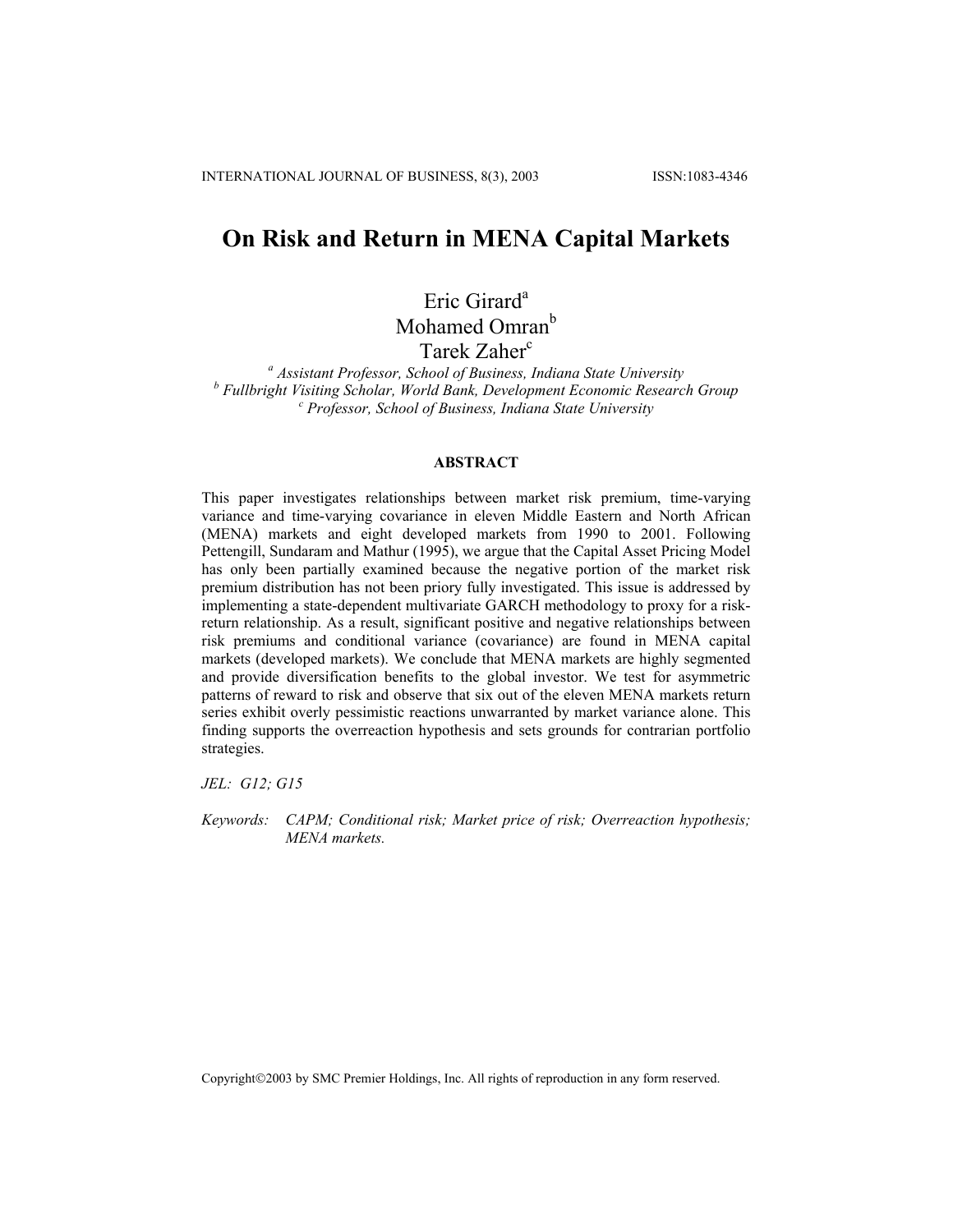# On Risk and Return in MENA Capital Markets

Eric Girard[a]
Mohamed Omran[b]
Tarek Zaher[c]

[a] *Assistant Professor, School of Business, Indiana State University*
[b] *Fullbright Visiting Scholar, World Bank, Development Economic Research Group*
[c] *Professor, School of Business, Indiana State University*

## ABSTRACT

This paper investigates relationships between market risk premium, time-varying variance and time-varying covariance in eleven Middle Eastern and North African (MENA) markets and eight developed markets from 1990 to 2001. Following Pettengill, Sundaram and Mathur (1995), we argue that the Capital Asset Pricing Model has only been partially examined because the negative portion of the market risk premium distribution has not been priory fully investigated. This issue is addressed by implementing a state-dependent multivariate GARCH methodology to proxy for a risk-return relationship. As a result, significant positive and negative relationships between risk premiums and conditional variance (covariance) are found in MENA capital markets (developed markets). We conclude that MENA markets are highly segmented and provide diversification benefits to the global investor. We test for asymmetric patterns of reward to risk and observe that six out of the eleven MENA markets return series exhibit overly pessimistic reactions unwarranted by market variance alone. This finding supports the overreaction hypothesis and sets grounds for contrarian portfolio strategies.

*JEL: G12; G15*

*Keywords: CAPM; Conditional risk; Market price of risk; Overreaction hypothesis; MENA markets.*

Copyright©2003 by SMC Premier Holdings, Inc. All rights of reproduction in any form reserved.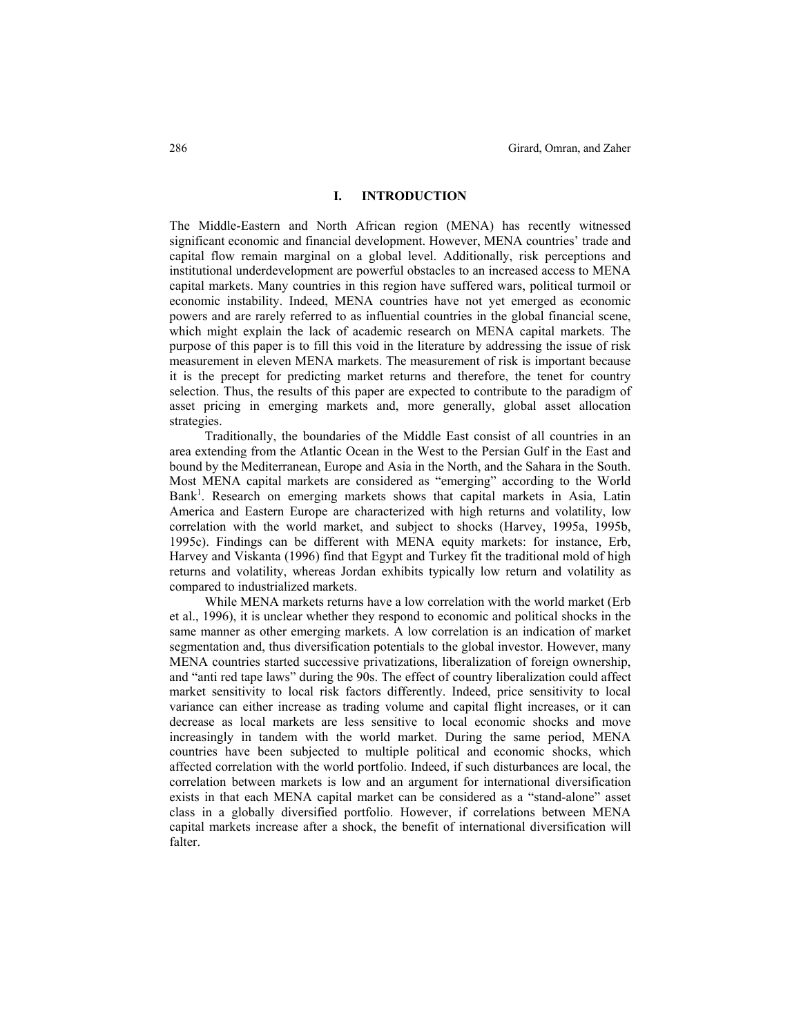# I. INTRODUCTION

The Middle-Eastern and North African region (MENA) has recently witnessed significant economic and financial development. However, MENA countries' trade and capital flow remain marginal on a global level. Additionally, risk perceptions and institutional underdevelopment are powerful obstacles to an increased access to MENA capital markets. Many countries in this region have suffered wars, political turmoil or economic instability. Indeed, MENA countries have not yet emerged as economic powers and are rarely referred to as influential countries in the global financial scene, which might explain the lack of academic research on MENA capital markets. The purpose of this paper is to fill this void in the literature by addressing the issue of risk measurement in eleven MENA markets. The measurement of risk is important because it is the precept for predicting market returns and therefore, the tenet for country selection. Thus, the results of this paper are expected to contribute to the paradigm of asset pricing in emerging markets and, more generally, global asset allocation strategies.

Traditionally, the boundaries of the Middle East consist of all countries in an area extending from the Atlantic Ocean in the West to the Persian Gulf in the East and bound by the Mediterranean, Europe and Asia in the North, and the Sahara in the South. Most MENA capital markets are considered as "emerging" according to the World Bank[1]. Research on emerging markets shows that capital markets in Asia, Latin America and Eastern Europe are characterized with high returns and volatility, low correlation with the world market, and subject to shocks (Harvey, 1995a, 1995b, 1995c). Findings can be different with MENA equity markets: for instance, Erb, Harvey and Viskanta (1996) find that Egypt and Turkey fit the traditional mold of high returns and volatility, whereas Jordan exhibits typically low return and volatility as compared to industrialized markets.

While MENA markets returns have a low correlation with the world market (Erb et al., 1996), it is unclear whether they respond to economic and political shocks in the same manner as other emerging markets. A low correlation is an indication of market segmentation and, thus diversification potentials to the global investor. However, many MENA countries started successive privatizations, liberalization of foreign ownership, and "anti red tape laws" during the 90s. The effect of country liberalization could affect market sensitivity to local risk factors differently. Indeed, price sensitivity to local variance can either increase as trading volume and capital flight increases, or it can decrease as local markets are less sensitive to local economic shocks and move increasingly in tandem with the world market. During the same period, MENA countries have been subjected to multiple political and economic shocks, which affected correlation with the world portfolio. Indeed, if such disturbances are local, the correlation between markets is low and an argument for international diversification exists in that each MENA capital market can be considered as a "stand-alone" asset class in a globally diversified portfolio. However, if correlations between MENA capital markets increase after a shock, the benefit of international diversification will falter.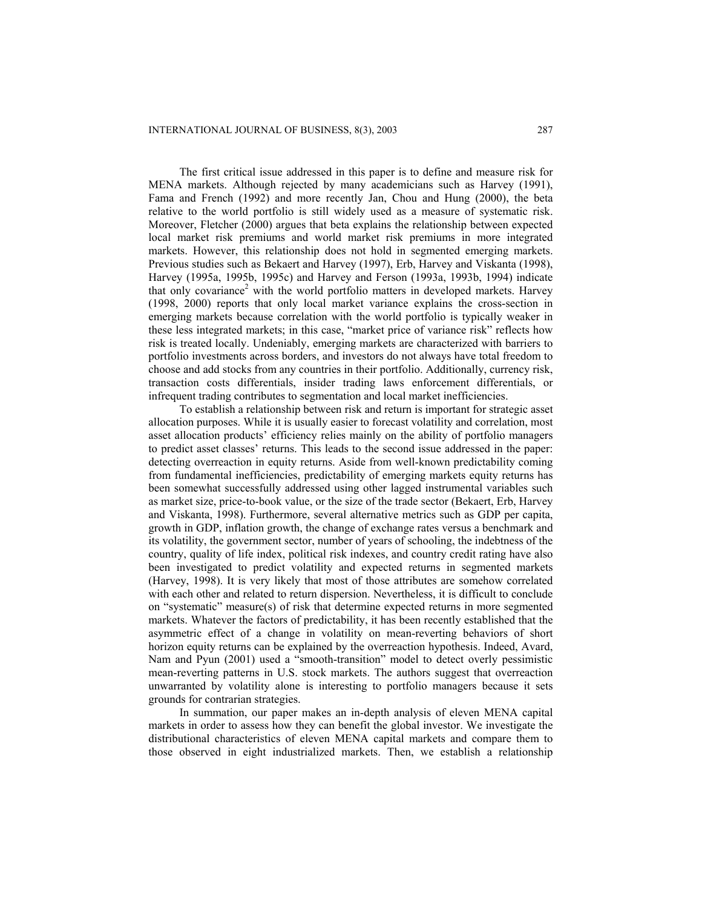The first critical issue addressed in this paper is to define and measure risk for MENA markets. Although rejected by many academicians such as Harvey (1991), Fama and French (1992) and more recently Jan, Chou and Hung (2000), the beta relative to the world portfolio is still widely used as a measure of systematic risk. Moreover, Fletcher (2000) argues that beta explains the relationship between expected local market risk premiums and world market risk premiums in more integrated markets. However, this relationship does not hold in segmented emerging markets. Previous studies such as Bekaert and Harvey (1997), Erb, Harvey and Viskanta (1998), Harvey (1995a, 1995b, 1995c) and Harvey and Ferson (1993a, 1993b, 1994) indicate that only covariance[2] with the world portfolio matters in developed markets. Harvey (1998, 2000) reports that only local market variance explains the cross-section in emerging markets because correlation with the world portfolio is typically weaker in these less integrated markets; in this case, "market price of variance risk" reflects how risk is treated locally. Undeniably, emerging markets are characterized with barriers to portfolio investments across borders, and investors do not always have total freedom to choose and add stocks from any countries in their portfolio. Additionally, currency risk, transaction costs differentials, insider trading laws enforcement differentials, or infrequent trading contributes to segmentation and local market inefficiencies.

To establish a relationship between risk and return is important for strategic asset allocation purposes. While it is usually easier to forecast volatility and correlation, most asset allocation products' efficiency relies mainly on the ability of portfolio managers to predict asset classes' returns. This leads to the second issue addressed in the paper: detecting overreaction in equity returns. Aside from well-known predictability coming from fundamental inefficiencies, predictability of emerging markets equity returns has been somewhat successfully addressed using other lagged instrumental variables such as market size, price-to-book value, or the size of the trade sector (Bekaert, Erb, Harvey and Viskanta, 1998). Furthermore, several alternative metrics such as GDP per capita, growth in GDP, inflation growth, the change of exchange rates versus a benchmark and its volatility, the government sector, number of years of schooling, the indebtness of the country, quality of life index, political risk indexes, and country credit rating have also been investigated to predict volatility and expected returns in segmented markets (Harvey, 1998). It is very likely that most of those attributes are somehow correlated with each other and related to return dispersion. Nevertheless, it is difficult to conclude on "systematic" measure(s) of risk that determine expected returns in more segmented markets. Whatever the factors of predictability, it has been recently established that the asymmetric effect of a change in volatility on mean-reverting behaviors of short horizon equity returns can be explained by the overreaction hypothesis. Indeed, Avard, Nam and Pyun (2001) used a "smooth-transition" model to detect overly pessimistic mean-reverting patterns in U.S. stock markets. The authors suggest that overreaction unwarranted by volatility alone is interesting to portfolio managers because it sets grounds for contrarian strategies.

In summation, our paper makes an in-depth analysis of eleven MENA capital markets in order to assess how they can benefit the global investor. We investigate the distributional characteristics of eleven MENA capital markets and compare them to those observed in eight industrialized markets. Then, we establish a relationship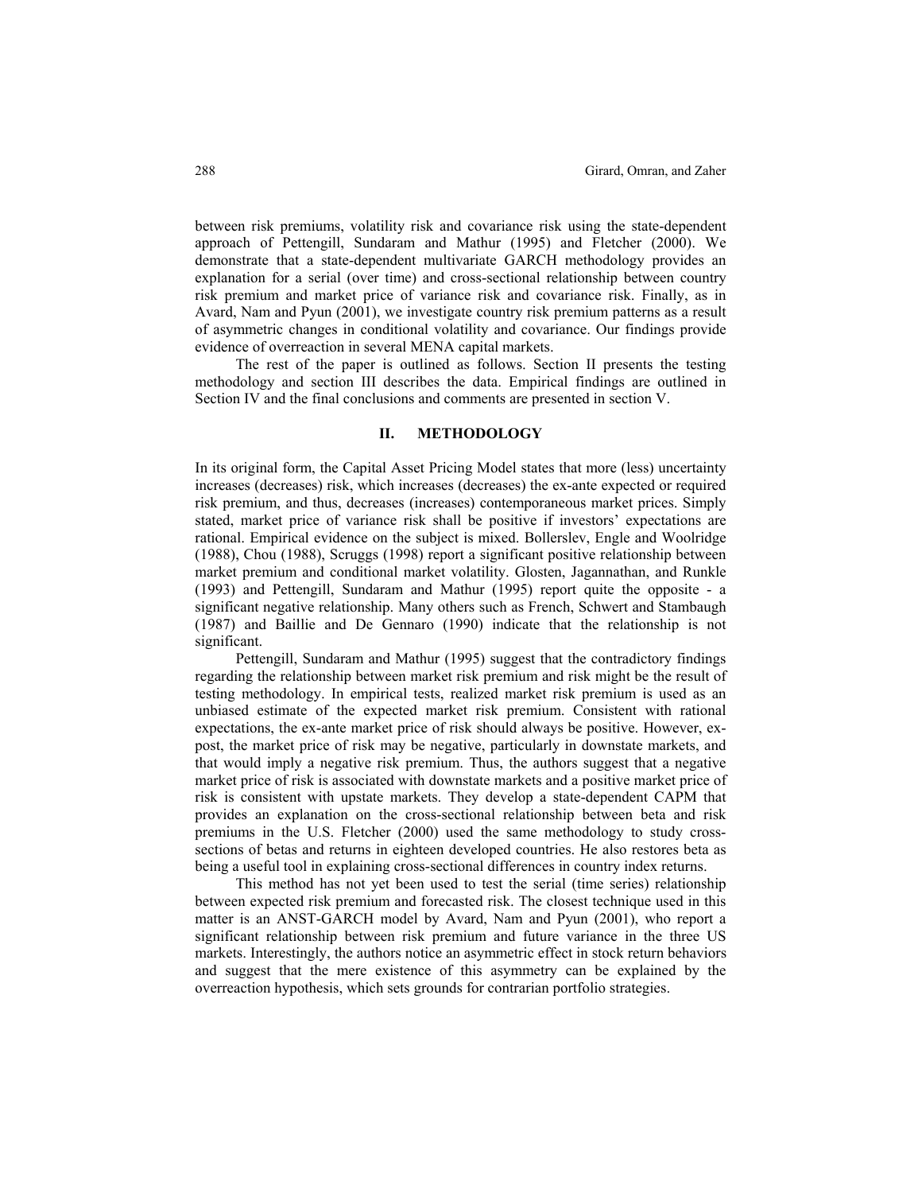between risk premiums, volatility risk and covariance risk using the state-dependent approach of Pettengill, Sundaram and Mathur (1995) and Fletcher (2000). We demonstrate that a state-dependent multivariate GARCH methodology provides an explanation for a serial (over time) and cross-sectional relationship between country risk premium and market price of variance risk and covariance risk. Finally, as in Avard, Nam and Pyun (2001), we investigate country risk premium patterns as a result of asymmetric changes in conditional volatility and covariance. Our findings provide evidence of overreaction in several MENA capital markets.

The rest of the paper is outlined as follows. Section II presents the testing methodology and section III describes the data. Empirical findings are outlined in Section IV and the final conclusions and comments are presented in section V.

## II. METHODOLOGY

In its original form, the Capital Asset Pricing Model states that more (less) uncertainty increases (decreases) risk, which increases (decreases) the ex-ante expected or required risk premium, and thus, decreases (increases) contemporaneous market prices. Simply stated, market price of variance risk shall be positive if investors' expectations are rational. Empirical evidence on the subject is mixed. Bollerslev, Engle and Woolridge (1988), Chou (1988), Scruggs (1998) report a significant positive relationship between market premium and conditional market volatility. Glosten, Jagannathan, and Runkle (1993) and Pettengill, Sundaram and Mathur (1995) report quite the opposite - a significant negative relationship. Many others such as French, Schwert and Stambaugh (1987) and Baillie and De Gennaro (1990) indicate that the relationship is not significant.

Pettengill, Sundaram and Mathur (1995) suggest that the contradictory findings regarding the relationship between market risk premium and risk might be the result of testing methodology. In empirical tests, realized market risk premium is used as an unbiased estimate of the expected market risk premium. Consistent with rational expectations, the ex-ante market price of risk should always be positive. However, ex-post, the market price of risk may be negative, particularly in downstate markets, and that would imply a negative risk premium. Thus, the authors suggest that a negative market price of risk is associated with downstate markets and a positive market price of risk is consistent with upstate markets. They develop a state-dependent CAPM that provides an explanation on the cross-sectional relationship between beta and risk premiums in the U.S. Fletcher (2000) used the same methodology to study cross-sections of betas and returns in eighteen developed countries. He also restores beta as being a useful tool in explaining cross-sectional differences in country index returns.

This method has not yet been used to test the serial (time series) relationship between expected risk premium and forecasted risk. The closest technique used in this matter is an ANST-GARCH model by Avard, Nam and Pyun (2001), who report a significant relationship between risk premium and future variance in the three US markets. Interestingly, the authors notice an asymmetric effect in stock return behaviors and suggest that the mere existence of this asymmetry can be explained by the overreaction hypothesis, which sets grounds for contrarian portfolio strategies.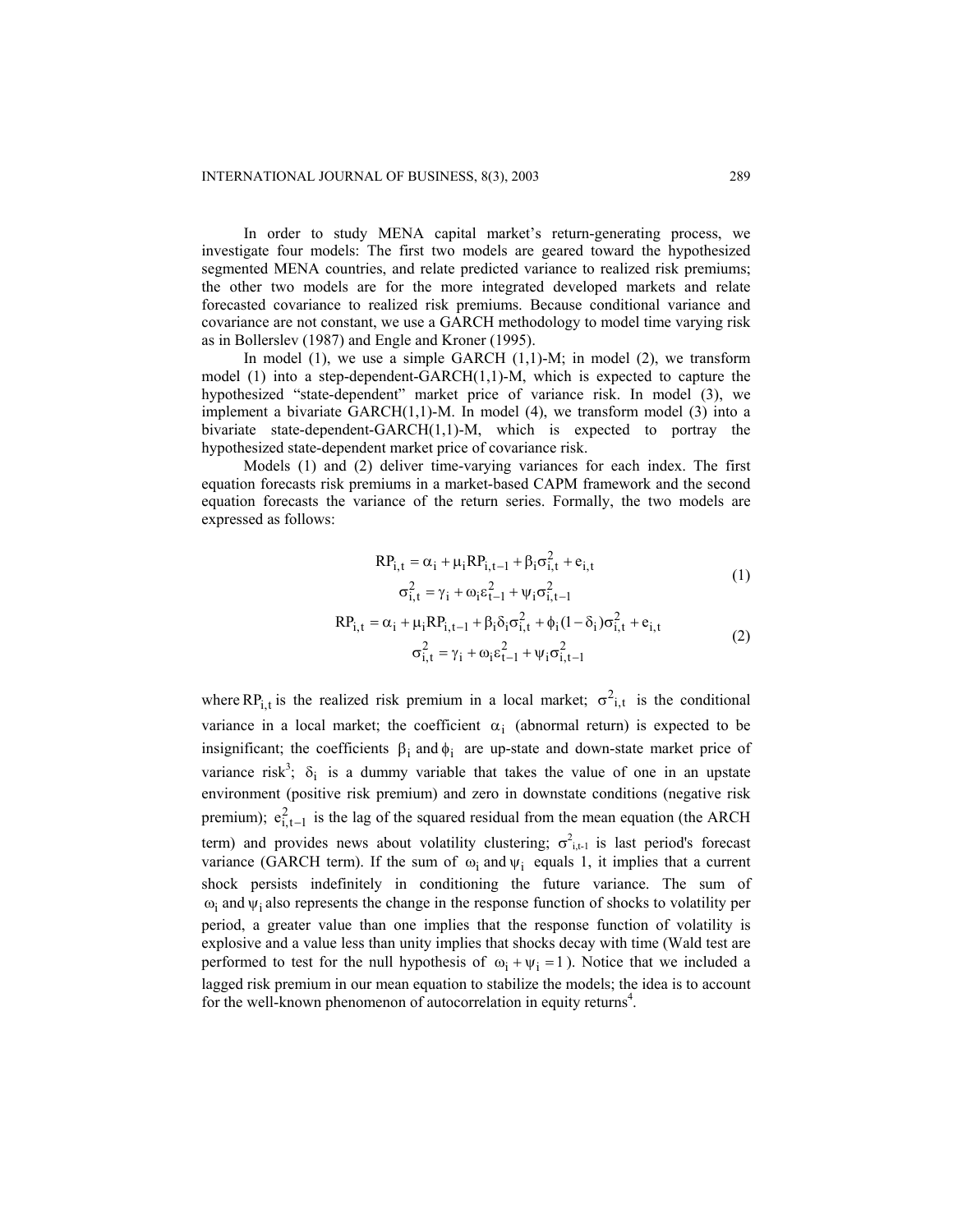In order to study MENA capital market's return-generating process, we investigate four models: The first two models are geared toward the hypothesized segmented MENA countries, and relate predicted variance to realized risk premiums; the other two models are for the more integrated developed markets and relate forecasted covariance to realized risk premiums. Because conditional variance and covariance are not constant, we use a GARCH methodology to model time varying risk as in Bollerslev (1987) and Engle and Kroner (1995).

In model (1), we use a simple GARCH (1,1)-M; in model (2), we transform model (1) into a step-dependent-GARCH(1,1)-M, which is expected to capture the hypothesized "state-dependent" market price of variance risk. In model (3), we implement a bivariate GARCH(1,1)-M. In model (4), we transform model (3) into a bivariate state-dependent-GARCH(1,1)-M, which is expected to portray the hypothesized state-dependent market price of covariance risk.

Models (1) and (2) deliver time-varying variances for each index. The first equation forecasts risk premiums in a market-based CAPM framework and the second equation forecasts the variance of the return series. Formally, the two models are expressed as follows:

$$
\begin{aligned}
RP_{i,t} &= \alpha_i + \mu_i RP_{i,t-1} + \beta_i \sigma^2_{i,t} + e_{i,t} \\
\sigma^2_{i,t} &= \gamma_i + \omega_i \varepsilon^2_{t-1} + \psi_i \sigma^2_{i,t-1}
\end{aligned}
\tag{1}
$$

$$
\begin{aligned}
RP_{i,t} &= \alpha_i + \mu_i RP_{i,t-1} + \beta_i \delta_i \sigma^2_{i,t} + \phi_i (1-\delta_i) \sigma^2_{i,t} + e_{i,t} \\
\sigma^2_{i,t} &= \gamma_i + \omega_i \varepsilon^2_{t-1} + \psi_i \sigma^2_{i,t-1}
\end{aligned}
\tag{2}
$$

where $RP_{i,t}$ is the realized risk premium in a local market; $\sigma^2{}_{i,t}$ is the conditional variance in a local market; the coefficient $\alpha_i$ (abnormal return) is expected to be insignificant; the coefficients $\beta_i$ and $\phi_i$ are up-state and down-state market price of variance risk[3]; $\delta_i$ is a dummy variable that takes the value of one in an upstate environment (positive risk premium) and zero in downstate conditions (negative risk premium); $e^2_{i,t-1}$ is the lag of the squared residual from the mean equation (the ARCH term) and provides news about volatility clustering; $\sigma^2{}_{i,t-1}$ is last period's forecast variance (GARCH term). If the sum of $\omega_i$ and $\psi_i$ equals 1, it implies that a current shock persists indefinitely in conditioning the future variance. The sum of $\omega_i$ and $\psi_i$ also represents the change in the response function of shocks to volatility per period, a greater value than one implies that the response function of volatility is explosive and a value less than unity implies that shocks decay with time (Wald test are performed to test for the null hypothesis of $\omega_i + \psi_i = 1$). Notice that we included a lagged risk premium in our mean equation to stabilize the models; the idea is to account for the well-known phenomenon of autocorrelation in equity returns[4].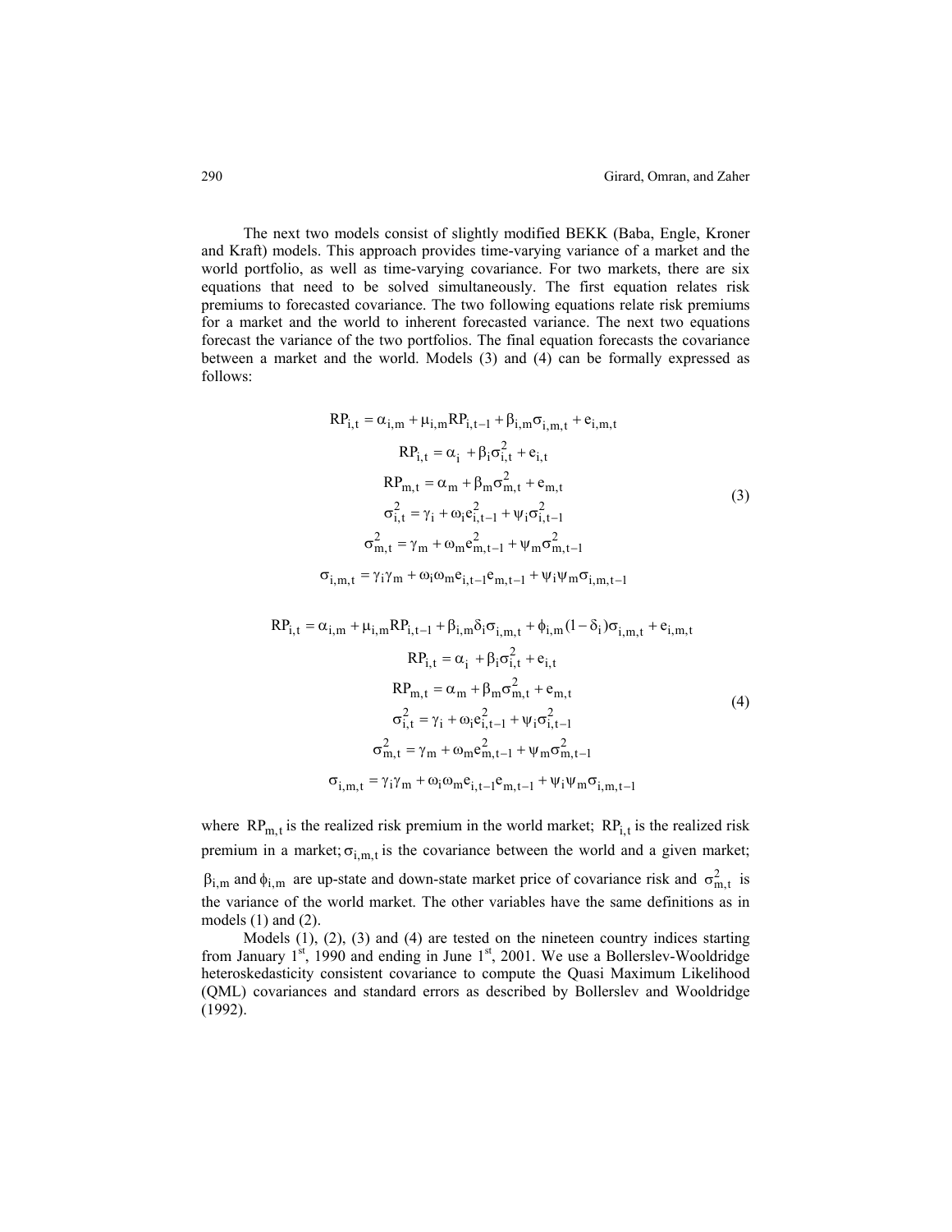The next two models consist of slightly modified BEKK (Baba, Engle, Kroner and Kraft) models. This approach provides time-varying variance of a market and the world portfolio, as well as time-varying covariance. For two markets, there are six equations that need to be solved simultaneously. The first equation relates risk premiums to forecasted covariance. The two following equations relate risk premiums for a market and the world to inherent forecasted variance. The next two equations forecast the variance of the two portfolios. The final equation forecasts the covariance between a market and the world. Models (3) and (4) can be formally expressed as follows:

$$
\begin{aligned}
RP_{i,t} &= \alpha_{i,m} + \mu_{i,m} RP_{i,t-1} + \beta_{i,m}\sigma_{i,m,t} + e_{i,m,t} \\
RP_{i,t} &= \alpha_i + \beta_i \sigma^2_{i,t} + e_{i,t} \\
RP_{m,t} &= \alpha_m + \beta_m \sigma^2_{m,t} + e_{m,t} \\
\sigma^2_{i,t} &= \gamma_i + \omega_i e^2_{i,t-1} + \psi_i \sigma^2_{i,t-1} \\
\sigma^2_{m,t} &= \gamma_m + \omega_m e^2_{m,t-1} + \psi_m \sigma^2_{m,t-1} \\
\sigma_{i,m,t} &= \gamma_i \gamma_m + \omega_i \omega_m e_{i,t-1} e_{m,t-1} + \psi_i \psi_m \sigma_{i,m,t-1}
\end{aligned}
\tag{3}
$$

$$
\begin{aligned}
RP_{i,t} &= \alpha_{i,m} + \mu_{i,m} RP_{i,t-1} + \beta_{i,m}\delta_i \sigma_{i,m,t} + \phi_{i,m}(1-\delta_i)\sigma_{i,m,t} + e_{i,m,t} \\
RP_{i,t} &= \alpha_i + \beta_i \sigma^2_{i,t} + e_{i,t} \\
RP_{m,t} &= \alpha_m + \beta_m \sigma^2_{m,t} + e_{m,t} \\
\sigma^2_{i,t} &= \gamma_i + \omega_i e^2_{i,t-1} + \psi_i \sigma^2_{i,t-1} \\
\sigma^2_{m,t} &= \gamma_m + \omega_m e^2_{m,t-1} + \psi_m \sigma^2_{m,t-1} \\
\sigma_{i,m,t} &= \gamma_i \gamma_m + \omega_i \omega_m e_{i,t-1} e_{m,t-1} + \psi_i \psi_m \sigma_{i,m,t-1}
\end{aligned}
\tag{4}
$$

where $RP_{m,t}$ is the realized risk premium in the world market; $RP_{i,t}$ is the realized risk premium in a market; $\sigma_{i,m,t}$ is the covariance between the world and a given market; $\beta_{i,m}$ and $\phi_{i,m}$ are up-state and down-state market price of covariance risk and $\sigma^2_{m,t}$ is the variance of the world market. The other variables have the same definitions as in models (1) and (2).

Models (1), (2), (3) and (4) are tested on the nineteen country indices starting from January 1st, 1990 and ending in June 1st, 2001. We use a Bollerslev-Wooldridge heteroskedasticity consistent covariance to compute the Quasi Maximum Likelihood (QML) covariances and standard errors as described by Bollerslev and Wooldridge (1992).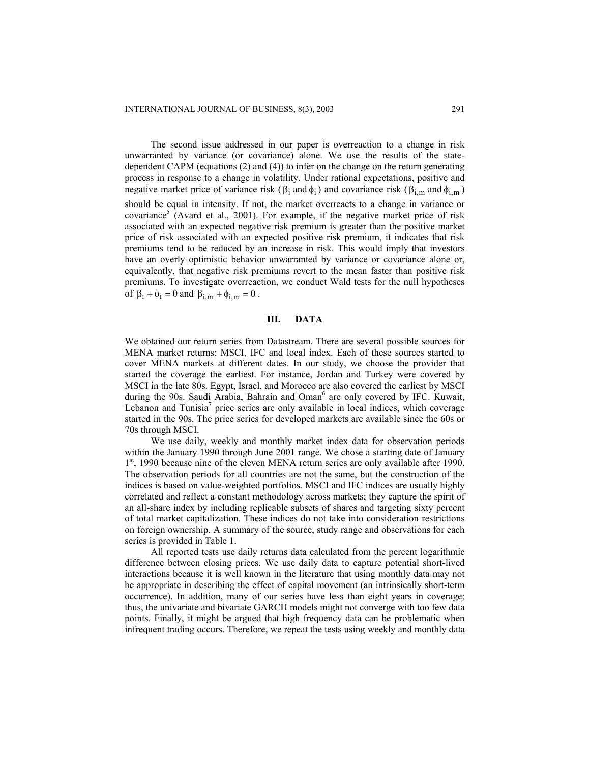The second issue addressed in our paper is overreaction to a change in risk unwarranted by variance (or covariance) alone. We use the results of the state-dependent CAPM (equations (2) and (4)) to infer on the change on the return generating process in response to a change in volatility. Under rational expectations, positive and negative market price of variance risk ($\beta_i$ and $\phi_i$) and covariance risk ($\beta_{i,m}$ and $\phi_{i,m}$) should be equal in intensity. If not, the market overreacts to a change in variance or covariance[5] (Avard et al., 2001). For example, if the negative market price of risk associated with an expected negative risk premium is greater than the positive market price of risk associated with an expected positive risk premium, it indicates that risk premiums tend to be reduced by an increase in risk. This would imply that investors have an overly optimistic behavior unwarranted by variance or covariance alone or, equivalently, that negative risk premiums revert to the mean faster than positive risk premiums. To investigate overreaction, we conduct Wald tests for the null hypotheses of $\beta_i + \phi_i = 0$ and $\beta_{i,m} + \phi_{i,m} = 0$.

## III. DATA

We obtained our return series from Datastream. There are several possible sources for MENA market returns: MSCI, IFC and local index. Each of these sources started to cover MENA markets at different dates. In our study, we choose the provider that started the coverage the earliest. For instance, Jordan and Turkey were covered by MSCI in the late 80s. Egypt, Israel, and Morocco are also covered the earliest by MSCI during the 90s. Saudi Arabia, Bahrain and Oman[6] are only covered by IFC. Kuwait, Lebanon and Tunisia[7] price series are only available in local indices, which coverage started in the 90s. The price series for developed markets are available since the 60s or 70s through MSCI.

We use daily, weekly and monthly market index data for observation periods within the January 1990 through June 2001 range. We chose a starting date of January 1st, 1990 because nine of the eleven MENA return series are only available after 1990. The observation periods for all countries are not the same, but the construction of the indices is based on value-weighted portfolios. MSCI and IFC indices are usually highly correlated and reflect a constant methodology across markets; they capture the spirit of an all-share index by including replicable subsets of shares and targeting sixty percent of total market capitalization. These indices do not take into consideration restrictions on foreign ownership. A summary of the source, study range and observations for each series is provided in Table 1.

All reported tests use daily returns data calculated from the percent logarithmic difference between closing prices. We use daily data to capture potential short-lived interactions because it is well known in the literature that using monthly data may not be appropriate in describing the effect of capital movement (an intrinsically short-term occurrence). In addition, many of our series have less than eight years in coverage; thus, the univariate and bivariate GARCH models might not converge with too few data points. Finally, it might be argued that high frequency data can be problematic when infrequent trading occurs. Therefore, we repeat the tests using weekly and monthly data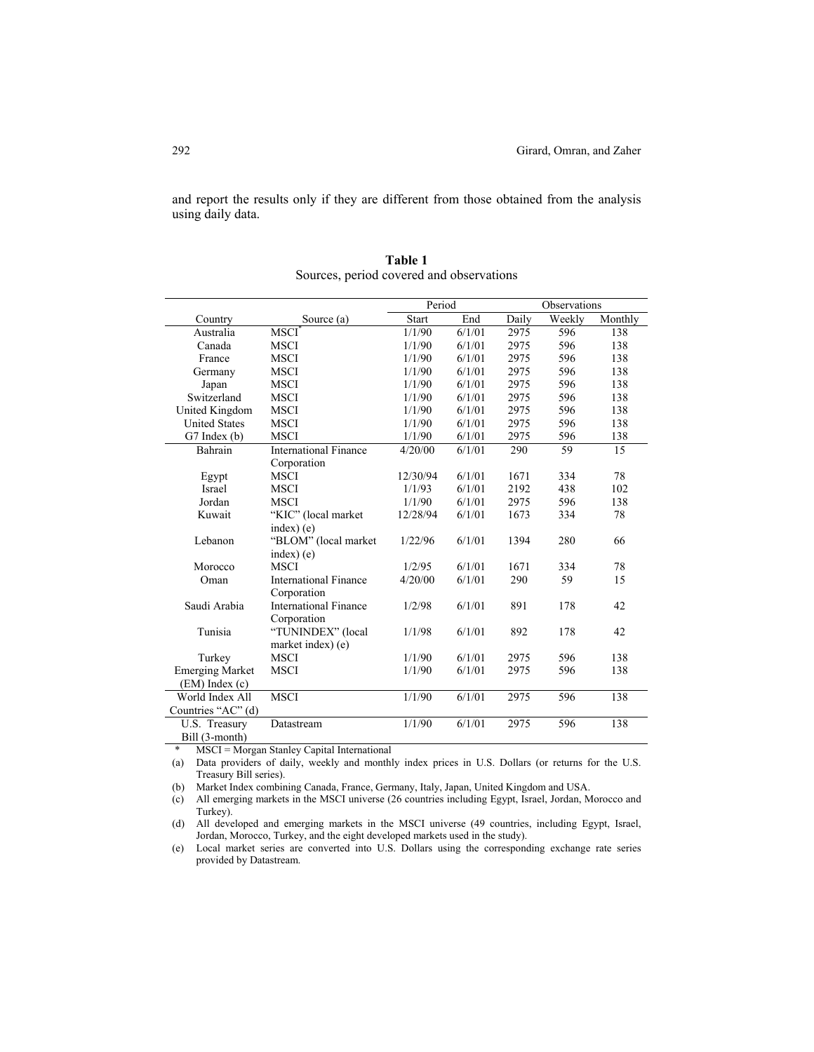and report the results only if they are different from those obtained from the analysis using daily data.

**Table 1**
Sources, period covered and observations

| Country | Source (a) | Period | | Observations | | |
|---|---|---|---|---|---|---|
| | | Start | End | Daily | Weekly | Monthly |
| Australia | MSCI* | 1/1/90 | 6/1/01 | 2975 | 596 | 138 |
| Canada | MSCI | 1/1/90 | 6/1/01 | 2975 | 596 | 138 |
| France | MSCI | 1/1/90 | 6/1/01 | 2975 | 596 | 138 |
| Germany | MSCI | 1/1/90 | 6/1/01 | 2975 | 596 | 138 |
| Japan | MSCI | 1/1/90 | 6/1/01 | 2975 | 596 | 138 |
| Switzerland | MSCI | 1/1/90 | 6/1/01 | 2975 | 596 | 138 |
| United Kingdom | MSCI | 1/1/90 | 6/1/01 | 2975 | 596 | 138 |
| United States | MSCI | 1/1/90 | 6/1/01 | 2975 | 596 | 138 |
| G7 Index (b) | MSCI | 1/1/90 | 6/1/01 | 2975 | 596 | 138 |
| Bahrain | International Finance Corporation | 4/20/00 | 6/1/01 | 290 | 59 | 15 |
| Egypt | MSCI | 12/30/94 | 6/1/01 | 1671 | 334 | 78 |
| Israel | MSCI | 1/1/93 | 6/1/01 | 2192 | 438 | 102 |
| Jordan | MSCI | 1/1/90 | 6/1/01 | 2975 | 596 | 138 |
| Kuwait | "KIC" (local market index) (e) | 12/28/94 | 6/1/01 | 1673 | 334 | 78 |
| Lebanon | "BLOM" (local market index) (e) | 1/22/96 | 6/1/01 | 1394 | 280 | 66 |
| Morocco | MSCI | 1/2/95 | 6/1/01 | 1671 | 334 | 78 |
| Oman | International Finance Corporation | 4/20/00 | 6/1/01 | 290 | 59 | 15 |
| Saudi Arabia | International Finance Corporation | 1/2/98 | 6/1/01 | 891 | 178 | 42 |
| Tunisia | "TUNINDEX" (local market index) (e) | 1/1/98 | 6/1/01 | 892 | 178 | 42 |
| Turkey | MSCI | 1/1/90 | 6/1/01 | 2975 | 596 | 138 |
| Emerging Market (EM) Index (c) | MSCI | 1/1/90 | 6/1/01 | 2975 | 596 | 138 |
| World Index All Countries "AC" (d) | MSCI | 1/1/90 | 6/1/01 | 2975 | 596 | 138 |
| U.S. Treasury Bill (3-month) | Datastream | 1/1/90 | 6/1/01 | 2975 | 596 | 138 |

\* MSCI = Morgan Stanley Capital International

(a) Data providers of daily, weekly and monthly index prices in U.S. Dollars (or returns for the U.S. Treasury Bill series).

(b) Market Index combining Canada, France, Germany, Italy, Japan, United Kingdom and USA.

(c) All emerging markets in the MSCI universe (26 countries including Egypt, Israel, Jordan, Morocco and Turkey).

(d) All developed and emerging markets in the MSCI universe (49 countries, including Egypt, Israel, Jordan, Morocco, Turkey, and the eight developed markets used in the study).

(e) Local market series are converted into U.S. Dollars using the corresponding exchange rate series provided by Datastream.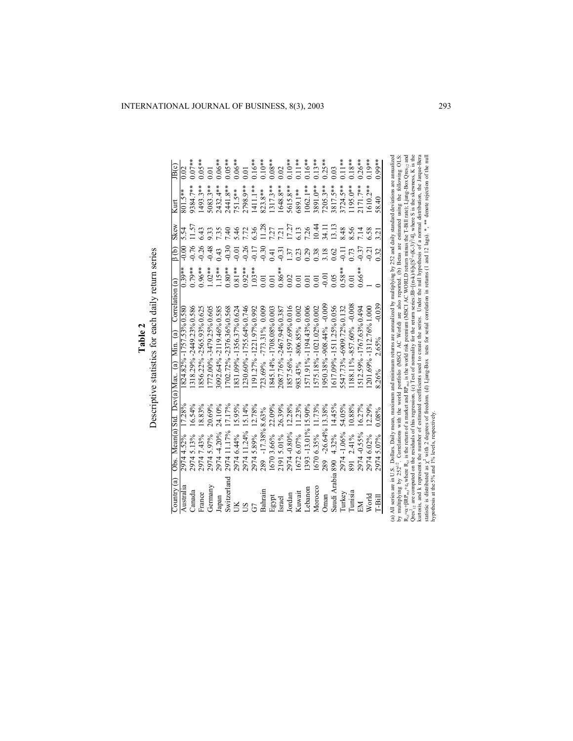**Table 2**

Descriptive statistics for each daily return series

| Country (a) | Obs. | Mean(a) | Std. Dev(a) | Max. (a) | Min. (a) | Correlation (a) | β (b) | Skew | Kurt | JB(c) |
|---|---|---|---|---|---|---|---|---|---|---|
| Australia | 2974 | 4.52% | 17.28% | 1824.82% | -1757.53% | 0.580 | 0.39** | -0.00 | 5.54 | 801.5** | 0.02 |
| Canada | 2974 | 5.13% | 16.54% | 1318.29% | -2449.23% | 0.586 | 0.79** | -0.76 | 11.57 | 9384.7** | 0.07** |
| France | 2974 | 7.43% | 18.83% | 1856.22% | -2565.93% | 0.625 | 0.96** | -0.26 | 6.43 | 1493.3** | 0.05** |
| Germany | 2974 | 5.97% | 20.69% | 1772.00% | -3479.25% | 0.605 | 1.02** | -0.48 | 9.33 | 5083.3** | 0.01 |
| Japan | 2974 | -4.20% | 24.10% | 3092.64% | -2119.46% | 0.585 | 1.15** | 0.43 | 7.35 | 2432.4** | 0.06** |
| Switzerland | 2974 | 11.17% | 17.17% | 1702.72% | -2376.36% | 0.568 | 0.80** | -0.30 | 7.40 | 2441.8** | 0.05** |
| UK | 2974 | 6.44% | 15.95% | 1831.09% | -1356.37% | 0.624 | 0.81** | -0.01 | 5.46 | 751.5** | 0.06** |
| US | 2974 | 11.24% | 15.14% | 1230.60% | -1755.64% | 0.746 | 0.92** | -0.26 | 7.72 | 2798.9** | 0.01 |
| G7 | 2974 | 5.89% | 12.78% | 1191.27% | -1221.97% | 0.992 | 1.03** | -0.17 | 6.36 | 1411.1** | 0.16** |
| Bahrain | 289 | -17.38% | 8.63% | 723.69% | -773.31% | 0.009 | 0.01 | -0.30 | 11.28 | 823.8** | 0.10** |
| Egypt | 1670 | 3.66% | 22.09% | 1845.14% | -1708.08% | 0.003 | 0.01 | 0.41 | 7.27 | 1317.3** | 0.08** |
| Israel | 2191 | 5.01% | 26.39% | 2087.76% | -2467.94% | 0.387 | 0.86** | -0.31 | 7.21 | 1648.8** | 0.02 |
| Jordan | 2974 | -0.80% | 12.28% | 1857.56% | -1597.69% | 0.016 | 0.02 | 1.37 | 17.27 | 5615.8** | 0.10** |
| Kuwait | 1672 | 6.07% | 11.23% | 983.43% | -806.85% | 0.002 | 0.01 | 0.23 | 6.13 | 689.1** | 0.11** |
| Lebanon | 1393 | -13.01% | 15.90% | 1571.91% | -1194.43% | 0.006 | 0.01 | 0.29 | 7.26 | 1062.1** | 0.16** |
| Morocco | 1670 | 6.35% | 11.73% | 1575.18% | -1021.02% | 0.002 | 0.01 | 0.38 | 10.44 | 3891.0** | 0.13** |
| Oman | 289 | -26.64% | 13.38% | 1950.38% | -908.44% | -0.009 | -0.01 | 3.18 | 34.11 | 7205.3** | 0.25** |
| Saudi Arabia | 890 | 4.32% | 14.45% | 1617.09% | -1511.25% | 0.056 | 0.05 | 0.62 | 13.13 | 3817.5** | 0.03 |
| Turkey | 2974 | -1.06% | 54.05% | 5547.73% | -6909.72% | 0.132 | 0.58** | -0.11 | 8.48 | 3724.5** | 0.11** |
| Tunisia | 891 | 2.41% | 10.88% | 1188.11% | -857.60% | -0.008 | 0.01 | 0.73 | 8.56 | 1195.0** | 0.18** |
| EM | 2974 | -0.55% | 16.27% | 1512.59% | -1767.63% | 0.494 | 0.66** | -0.37 | 7.14 | 2171.7** | 0.26** |
| World | 2974 | 6.02% | 12.29% | 1201.69% | -1312.76% | 1.000 | 1 | -0.21 | 6.58 | 1610.2** | 0.19** |
| T-Bill | 2974 | 5.07% | 0.08% | 8.26% | 2.65% | -0.039 | 0 | 0.32 | 3.21 | 58.40 | 0.99** |

(a) All series are in U.S. Dollars. Daily mean, maximum and minimum returns are annualized by multiplying by 252 and daily standard deviations are annualized by multiplying by $252^{1/2}$. Correlations with the world portfolio (MSCI AC World) are also reported. (b) Betas are estimated using the following OLS: $R_{i,t}=\alpha+\beta RP_{m,t}+\varepsilon_t$ where $R_{i,t}$ is the return of a market and $RP_{m,t}$ is the world risk premium (MSCI AC WORLD return minus the T-Bill rate), Ljung-Box $Qres_{12}$ and $Qres^2_{12}$ are computed on the residuals of this regression. (c) Test of normality for the return series: $JB=[(n-k)/6]x[S^2+(K-3)^2/4]$, where S is the skewness, K is the kurtosis, and k represents the number of estimated coefficients used to create the series. Under the null hypothesis of a normal distribution, the Jarque-Bera statistic is distributed as $\chi^2$ with 2 degrees of freedom. (d) Ljung-Box tests for serial correlation in returns (1 and 12 lags). *, ** denote rejection of the null hypothesis at the 5% and 1% levels, respectively.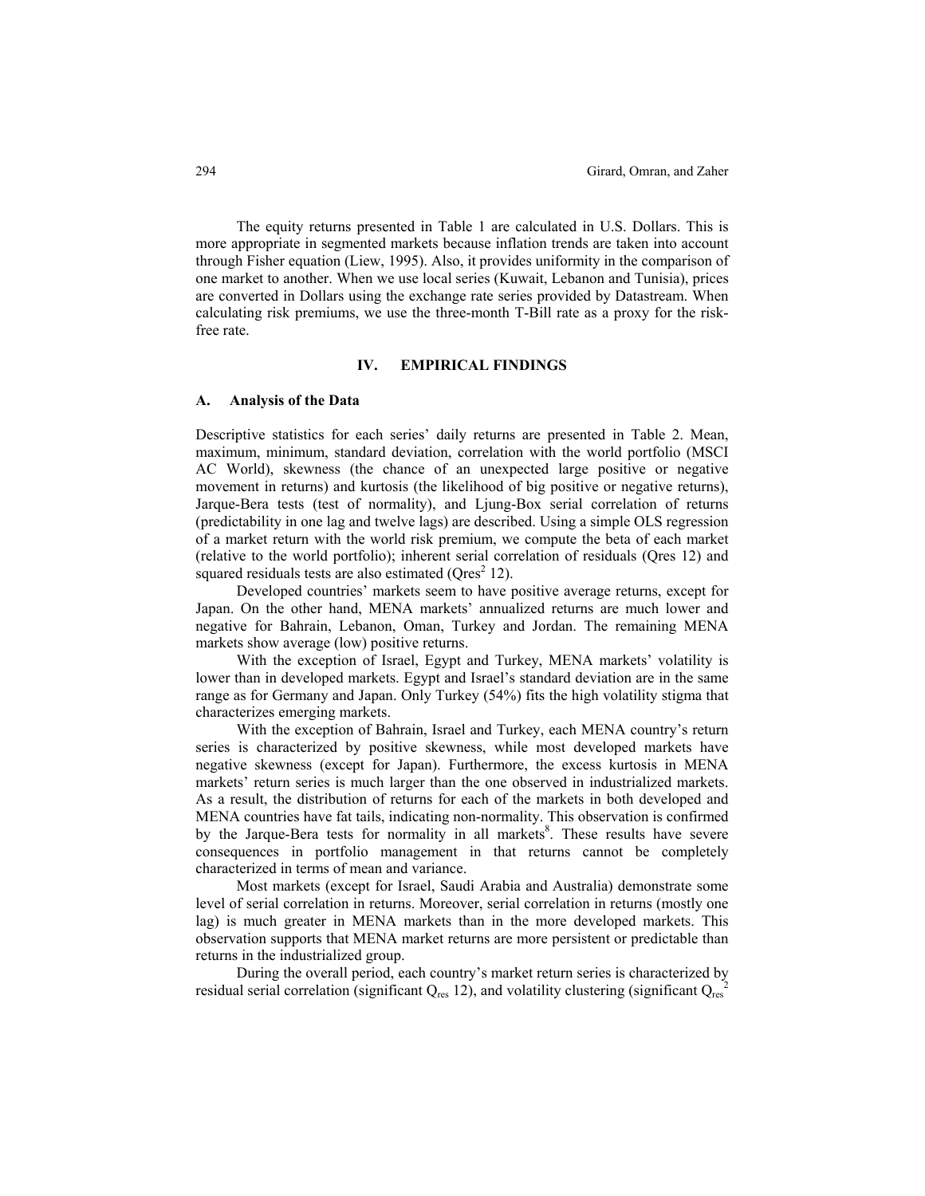The equity returns presented in Table 1 are calculated in U.S. Dollars. This is more appropriate in segmented markets because inflation trends are taken into account through Fisher equation (Liew, 1995). Also, it provides uniformity in the comparison of one market to another. When we use local series (Kuwait, Lebanon and Tunisia), prices are converted in Dollars using the exchange rate series provided by Datastream. When calculating risk premiums, we use the three-month T-Bill rate as a proxy for the risk-free rate.

## IV. EMPIRICAL FINDINGS

### A. Analysis of the Data

Descriptive statistics for each series' daily returns are presented in Table 2. Mean, maximum, minimum, standard deviation, correlation with the world portfolio (MSCI AC World), skewness (the chance of an unexpected large positive or negative movement in returns) and kurtosis (the likelihood of big positive or negative returns), Jarque-Bera tests (test of normality), and Ljung-Box serial correlation of returns (predictability in one lag and twelve lags) are described. Using a simple OLS regression of a market return with the world risk premium, we compute the beta of each market (relative to the world portfolio); inherent serial correlation of residuals (Qres 12) and squared residuals tests are also estimated ($Qres^2$ 12).

Developed countries' markets seem to have positive average returns, except for Japan. On the other hand, MENA markets' annualized returns are much lower and negative for Bahrain, Lebanon, Oman, Turkey and Jordan. The remaining MENA markets show average (low) positive returns.

With the exception of Israel, Egypt and Turkey, MENA markets' volatility is lower than in developed markets. Egypt and Israel's standard deviation are in the same range as for Germany and Japan. Only Turkey (54%) fits the high volatility stigma that characterizes emerging markets.

With the exception of Bahrain, Israel and Turkey, each MENA country's return series is characterized by positive skewness, while most developed markets have negative skewness (except for Japan). Furthermore, the excess kurtosis in MENA markets' return series is much larger than the one observed in industrialized markets. As a result, the distribution of returns for each of the markets in both developed and MENA countries have fat tails, indicating non-normality. This observation is confirmed by the Jarque-Bera tests for normality in all markets[8]. These results have severe consequences in portfolio management in that returns cannot be completely characterized in terms of mean and variance.

Most markets (except for Israel, Saudi Arabia and Australia) demonstrate some level of serial correlation in returns. Moreover, serial correlation in returns (mostly one lag) is much greater in MENA markets than in the more developed markets. This observation supports that MENA market returns are more persistent or predictable than returns in the industrialized group.

During the overall period, each country's market return series is characterized by residual serial correlation (significant $Q_{res}$ 12), and volatility clustering (significant $Q_{res}^2$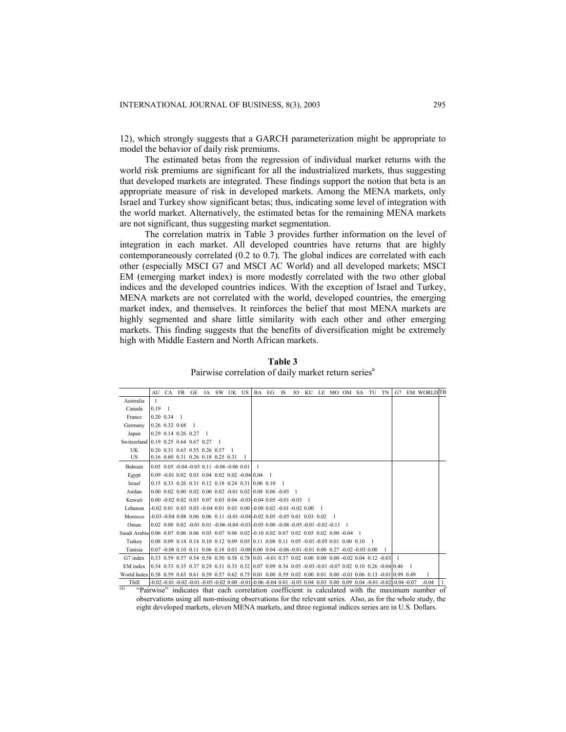12), which strongly suggests that a GARCH parameterization might be appropriate to model the behavior of daily risk premiums.

The estimated betas from the regression of individual market returns with the world risk premiums are significant for all the industrialized markets, thus suggesting that developed markets are integrated. These findings support the notion that beta is an appropriate measure of risk in developed markets. Among the MENA markets, only Israel and Turkey show significant betas; thus, indicating some level of integration with the world market. Alternatively, the estimated betas for the remaining MENA markets are not significant, thus suggesting market segmentation.

The correlation matrix in Table 3 provides further information on the level of integration in each market. All developed countries have returns that are highly contemporaneously correlated (0.2 to 0.7). The global indices are correlated with each other (especially MSCI G7 and MSCI AC World) and all developed markets; MSCI EM (emerging market index) is more modestly correlated with the two other global indices and the developed countries indices. With the exception of Israel and Turkey, MENA markets are not correlated with the world, developed countries, the emerging market index, and themselves. It reinforces the belief that most MENA markets are highly segmented and share little similarity with each other and other emerging markets. This finding suggests that the benefits of diversification might be extremely high with Middle Eastern and North African markets.

**Table 3**
Pairwise correlation of daily market return series[a]

| | AU | CA | FR | GE | JA | SW | UK | US | BA | EG | IS | JO | KU | LE | MO | OM | SA | TU | TN | G7 | EM | WORLD | TB |
|---|---|---|---|---|---|---|---|---|---|---|---|---|---|---|---|---|---|---|---|---|---|---|---|
| Australia | 1 | | | | | | | | | | | | | | | | | | | | | | |
| Canada | 0.19 | 1 | | | | | | | | | | | | | | | | | | | | | |
| France | 0.20 | 0.34 | 1 | | | | | | | | | | | | | | | | | | | | |
| Germany | 0.26 | 0.32 | 0.68 | 1 | | | | | | | | | | | | | | | | | | | |
| Japan | 0.29 | 0.14 | 0.26 | 0.27 | 1 | | | | | | | | | | | | | | | | | | |
| Switzerland | 0.19 | 0.25 | 0.64 | 0.67 | 0.27 | 1 | | | | | | | | | | | | | | | | | |
| UK | 0.20 | 0.31 | 0.63 | 0.55 | 0.26 | 0.57 | 1 | | | | | | | | | | | | | | | | |
| US | 0.16 | 0.60 | 0.31 | 0.26 | 0.18 | 0.25 | 0.31 | 1 | | | | | | | | | | | | | | | |
| Bahrain | 0.05 | 0.05 | -0.04 | -0.05 | 0.11 | -0.06 | -0.06 | 0.01 | 1 | | | | | | | | | | | | | | |
| Egypt | 0.09 | -0.01 | 0.02 | 0.03 | 0.04 | 0.02 | 0.02 | -0.04 | 0.04 | 1 | | | | | | | | | | | | | |
| Israel | 0.15 | 0.33 | 0.26 | 0.31 | 0.12 | 0.18 | 0.24 | 0.31 | 0.06 | 0.10 | 1 | | | | | | | | | | | | |
| Jordan | 0.00 | 0.02 | 0.00 | 0.02 | 0.00 | 0.02 | -0.01 | 0.02 | 0.08 | 0.06 | -0.03 | 1 | | | | | | | | | | | |
| Kuwait | 0.00 | -0.02 | 0.02 | 0.03 | 0.07 | 0.03 | 0.04 | -0.03 | -0.04 | 0.05 | -0.01 | -0.03 | 1 | | | | | | | | | | |
| Lebanon | -0.02 | 0.01 | 0.03 | 0.03 | -0.04 | 0.01 | 0.03 | 0.00 | -0.08 | 0.02 | -0.01 | -0.02 | 0.00 | 1 | | | | | | | | | |
| Morocco | -0.03 | -0.04 | 0.08 | 0.06 | 0.06 | 0.11 | -0.01 | -0.04 | -0.02 | 0.05 | -0.05 | 0.01 | 0.03 | 0.02 | 1 | | | | | | | | |
| Oman | 0.02 | 0.00 | 0.02 | -0.01 | 0.01 | -0.06 | -0.04 | -0.03 | -0.05 | 0.00 | -0.08 | -0.05 | -0.01 | -0.02 | -0.11 | 1 | | | | | | | |
| Saudi Arabia | 0.06 | 0.07 | 0.06 | 0.06 | 0.03 | 0.07 | 0.06 | 0.02 | -0.10 | 0.02 | 0.07 | 0.02 | 0.05 | 0.02 | 0.00 | -0.04 | 1 | | | | | | |
| Turkey | 0.08 | 0.09 | 0.14 | 0.14 | 0.10 | 0.12 | 0.09 | 0.05 | 0.11 | 0.08 | 0.11 | 0.05 | -0.01 | -0.05 | 0.01 | 0.00 | 0.10 | 1 | | | | | |
| Tunisia | 0.07 | -0.08 | 0.10 | 0.11 | 0.06 | 0.18 | 0.03 | -0.08 | 0.00 | 0.04 | -0.06 | -0.01 | -0.01 | 0.00 | 0.27 | -0.02 | -0.03 | 0.00 | 1 | | | | |
| G7 index | 0.53 | 0.59 | 0.57 | 0.54 | 0.58 | 0.50 | 0.58 | 0.78 | 0.01 | -0.01 | 0.37 | 0.02 | 0.00 | 0.00 | 0.00 | -0.02 | 0.04 | 0.12 | -0.03 | 1 | | | |
| EM index | 0.34 | 0.33 | 0.35 | 0.37 | 0.29 | 0.31 | 0.33 | 0.32 | 0.07 | 0.09 | 0.34 | 0.05 | -0.03 | -0.01 | -0.07 | 0.02 | 0.10 | 0.26 | -0.04 | 0.46 | 1 | | |
| World Index | 0.58 | 0.59 | 0.63 | 0.61 | 0.59 | 0.57 | 0.62 | 0.75 | 0.01 | 0.00 | 0.39 | 0.02 | 0.00 | 0.01 | 0.00 | -0.01 | 0.06 | 0.13 | -0.01 | 0.99 | 0.49 | 1 | |
| Tbill | -0.02 | -0.01 | -0.02 | -0.01 | -0.05 | -0.02 | 0.00 | -0.01 | -0.06 | -0.04 | 0.01 | -0.05 | 0.04 | 0.03 | 0.00 | 0.09 | 0.04 | -0.01 | -0.02 | -0.04 | -0.07 | -0.04 | 1 |

[(a)] "Pairwise" indicates that each correlation coefficient is calculated with the maximum number of observations using all non-missing observations for the relevant series. Also, as for the whole study, the eight developed markets, eleven MENA markets, and three regional indices series are in U.S. Dollars.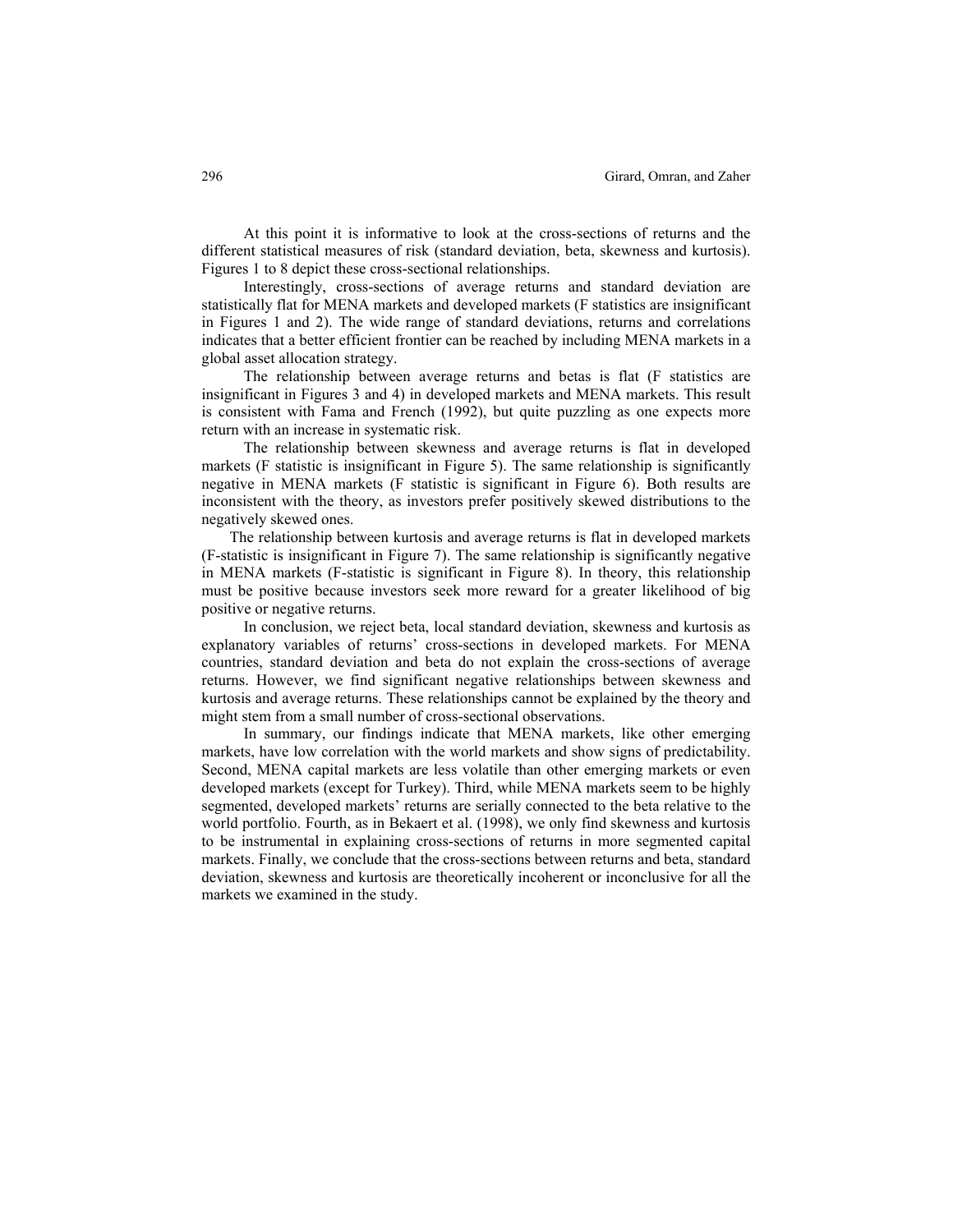At this point it is informative to look at the cross-sections of returns and the different statistical measures of risk (standard deviation, beta, skewness and kurtosis). Figures 1 to 8 depict these cross-sectional relationships.

Interestingly, cross-sections of average returns and standard deviation are statistically flat for MENA markets and developed markets (F statistics are insignificant in Figures 1 and 2). The wide range of standard deviations, returns and correlations indicates that a better efficient frontier can be reached by including MENA markets in a global asset allocation strategy.

The relationship between average returns and betas is flat (F statistics are insignificant in Figures 3 and 4) in developed markets and MENA markets. This result is consistent with Fama and French (1992), but quite puzzling as one expects more return with an increase in systematic risk.

The relationship between skewness and average returns is flat in developed markets (F statistic is insignificant in Figure 5). The same relationship is significantly negative in MENA markets (F statistic is significant in Figure 6). Both results are inconsistent with the theory, as investors prefer positively skewed distributions to the negatively skewed ones.

The relationship between kurtosis and average returns is flat in developed markets (F-statistic is insignificant in Figure 7). The same relationship is significantly negative in MENA markets (F-statistic is significant in Figure 8). In theory, this relationship must be positive because investors seek more reward for a greater likelihood of big positive or negative returns.

In conclusion, we reject beta, local standard deviation, skewness and kurtosis as explanatory variables of returns' cross-sections in developed markets. For MENA countries, standard deviation and beta do not explain the cross-sections of average returns. However, we find significant negative relationships between skewness and kurtosis and average returns. These relationships cannot be explained by the theory and might stem from a small number of cross-sectional observations.

In summary, our findings indicate that MENA markets, like other emerging markets, have low correlation with the world markets and show signs of predictability. Second, MENA capital markets are less volatile than other emerging markets or even developed markets (except for Turkey). Third, while MENA markets seem to be highly segmented, developed markets' returns are serially connected to the beta relative to the world portfolio. Fourth, as in Bekaert et al. (1998), we only find skewness and kurtosis to be instrumental in explaining cross-sections of returns in more segmented capital markets. Finally, we conclude that the cross-sections between returns and beta, standard deviation, skewness and kurtosis are theoretically incoherent or inconclusive for all the markets we examined in the study.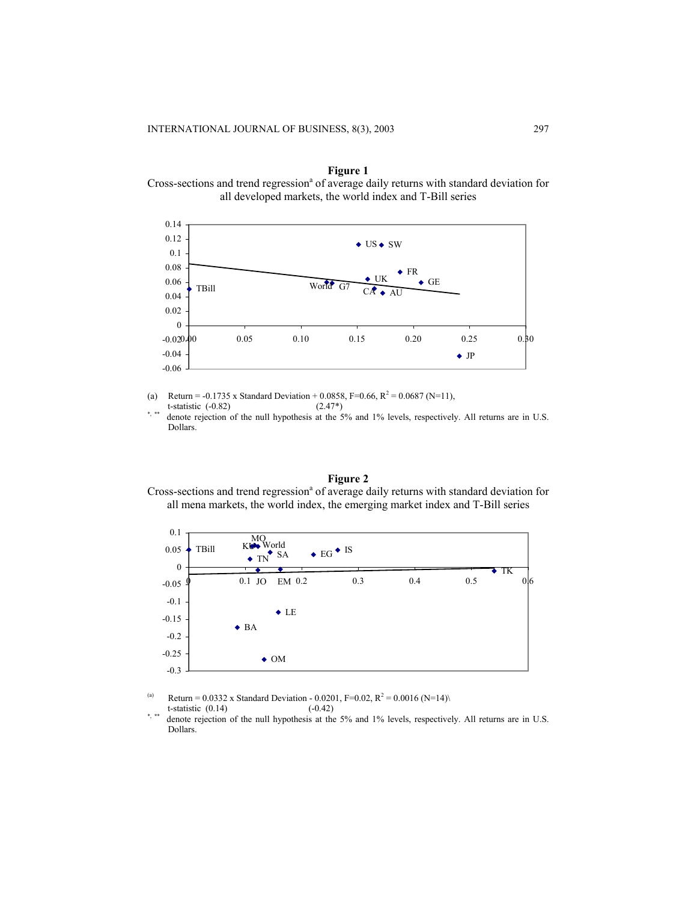**Figure 1**

Cross-sections and trend regression[a] of average daily returns with standard deviation for all developed markets, the world index and T-Bill series

(a) Return = -0.1735 x Standard Deviation + 0.0858, F=0.66, $R^2$ = 0.0687 (N=11),
t-statistic (-0.82) (2.47*)

*, ** denote rejection of the null hypothesis at the 5% and 1% levels, respectively. All returns are in U.S. Dollars.

**Figure 2**

Cross-sections and trend regression[a] of average daily returns with standard deviation for all mena markets, the world index, the emerging market index and T-Bill series

(a) Return = 0.0332 x Standard Deviation - 0.0201, F=0.02, $R^2$ = 0.0016 (N=14)\
t-statistic (0.14) (-0.42)

*, ** denote rejection of the null hypothesis at the 5% and 1% levels, respectively. All returns are in U.S. Dollars.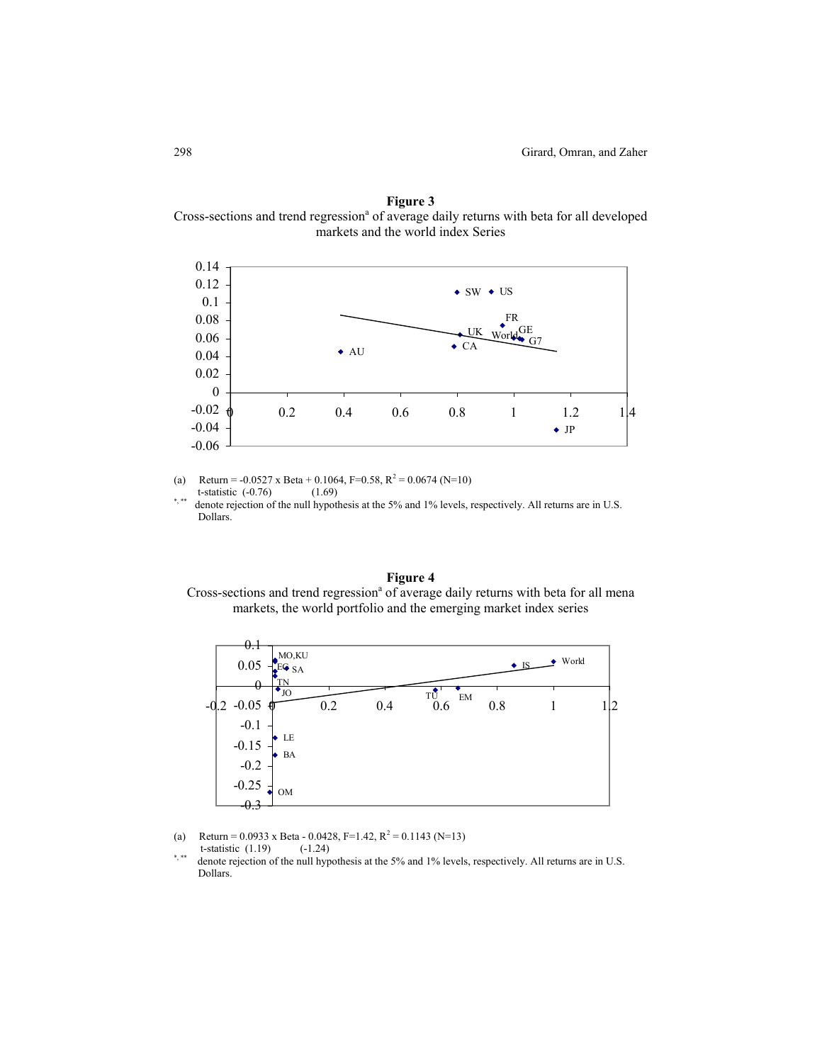**Figure 3**

Cross-sections and trend regression[a] of average daily returns with beta for all developed markets and the world index Series

(a) Return = -0.0527 x Beta + 0.1064, F=0.58, $R^2$ = 0.0674 (N=10)
t-statistic (-0.76) (1.69)

*, ** denote rejection of the null hypothesis at the 5% and 1% levels, respectively. All returns are in U.S. Dollars.

**Figure 4**

Cross-sections and trend regression[a] of average daily returns with beta for all mena markets, the world portfolio and the emerging market index series

(a) Return = 0.0933 x Beta - 0.0428, F=1.42, $R^2$ = 0.1143 (N=13)
t-statistic (1.19) (-1.24)

*, ** denote rejection of the null hypothesis at the 5% and 1% levels, respectively. All returns are in U.S. Dollars.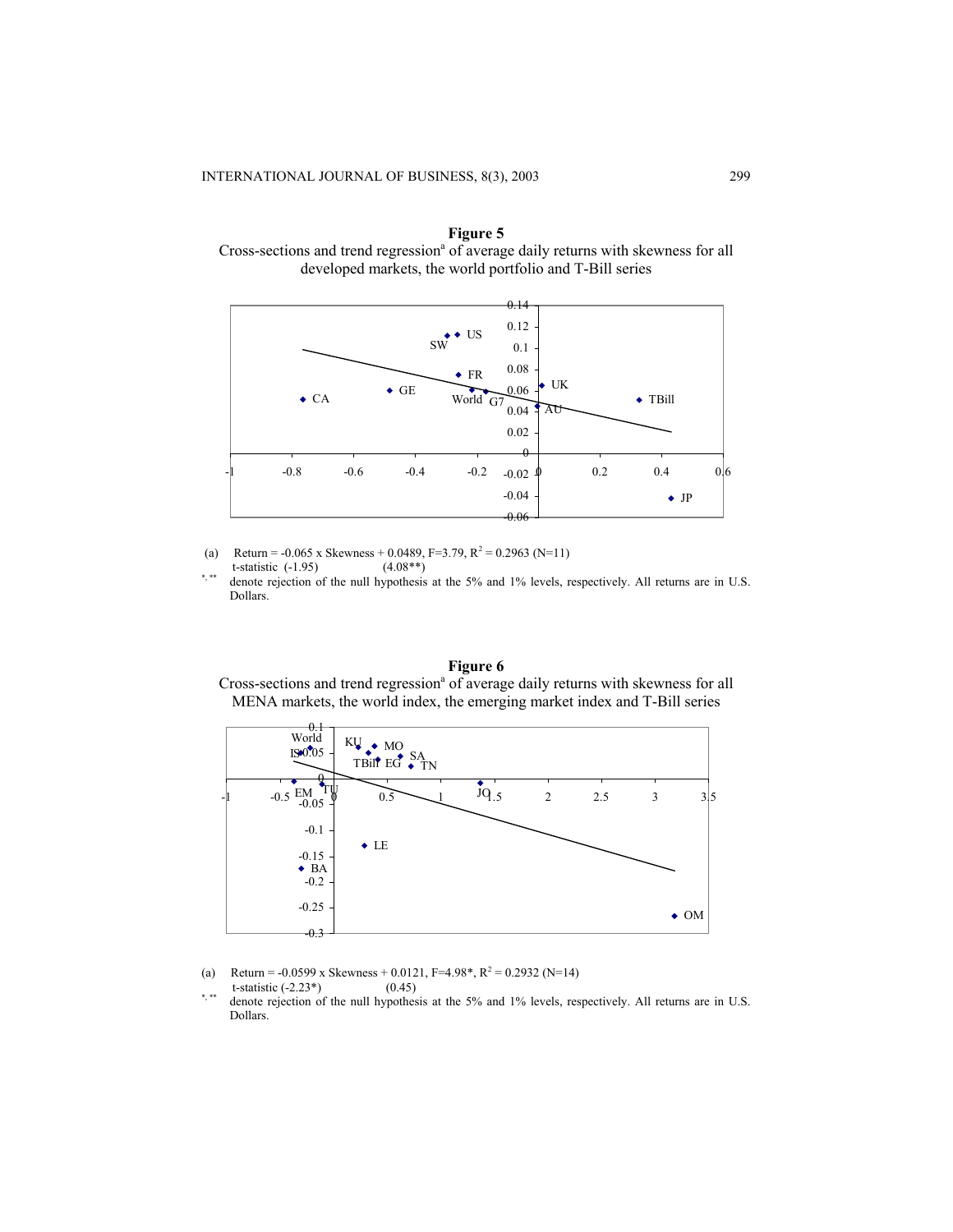**Figure 5**

Cross-sections and trend regression[a] of average daily returns with skewness for all developed markets, the world portfolio and T-Bill series

(a) Return = -0.065 x Skewness + 0.0489, F=3.79, $R^2$ = 0.2963 (N=11)
t-statistic (-1.95) (4.08**)

*, ** denote rejection of the null hypothesis at the 5% and 1% levels, respectively. All returns are in U.S. Dollars.

**Figure 6**

Cross-sections and trend regression[a] of average daily returns with skewness for all MENA markets, the world index, the emerging market index and T-Bill series

(a) Return = -0.0599 x Skewness + 0.0121, F=4.98*, $R^2$ = 0.2932 (N=14)
t-statistic (-2.23*) (0.45)

*, ** denote rejection of the null hypothesis at the 5% and 1% levels, respectively. All returns are in U.S. Dollars.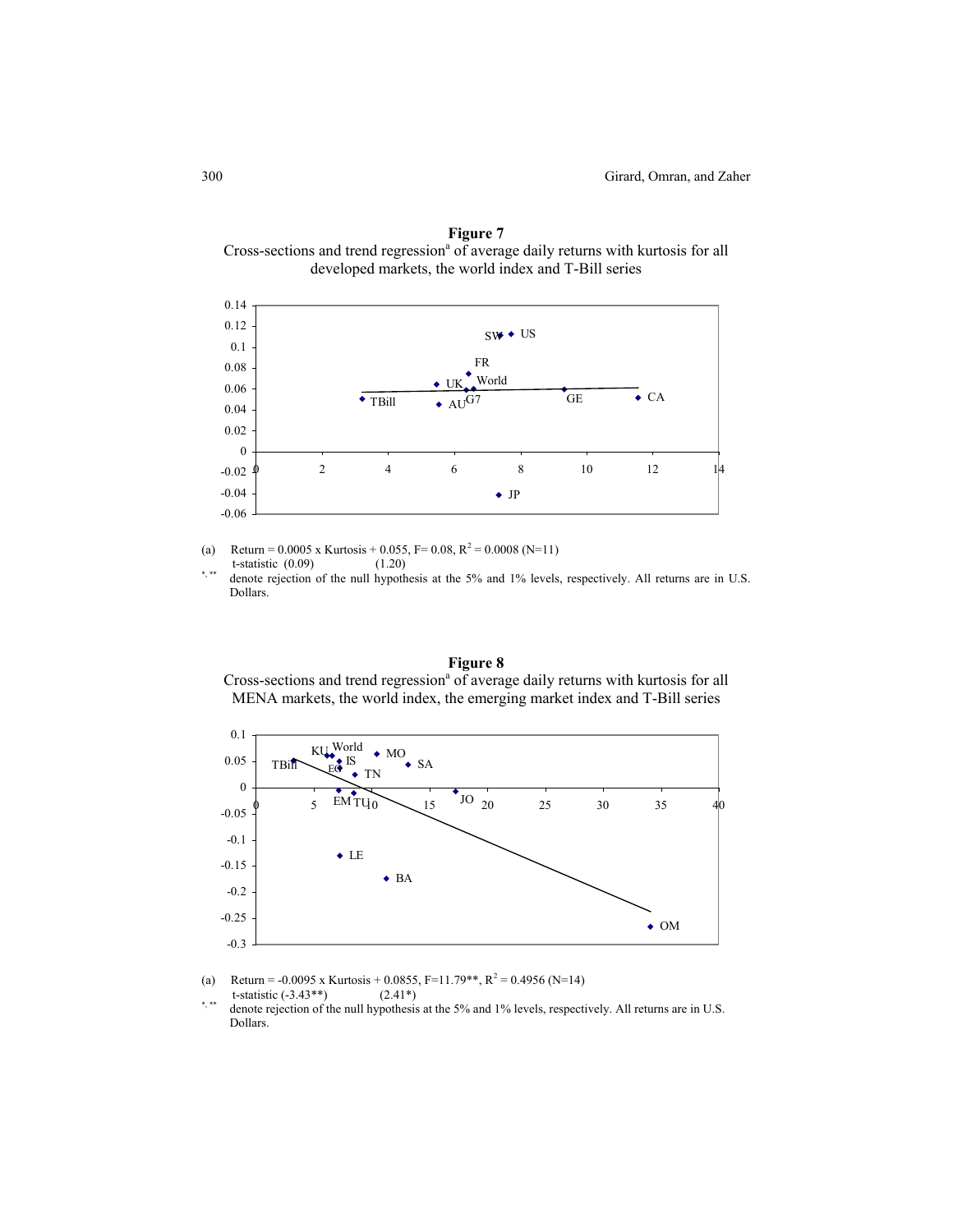**Figure 7**

Cross-sections and trend regression[a] of average daily returns with kurtosis for all developed markets, the world index and T-Bill series

(a) Return = 0.0005 x Kurtosis + 0.055, F= 0.08, $R^2$ = 0.0008 (N=11)
t-statistic (0.09) (1.20)

*, ** denote rejection of the null hypothesis at the 5% and 1% levels, respectively. All returns are in U.S. Dollars.

**Figure 8**

Cross-sections and trend regression[a] of average daily returns with kurtosis for all MENA markets, the world index, the emerging market index and T-Bill series

(a) Return = -0.0095 x Kurtosis + 0.0855, F=11.79**, $R^2$ = 0.4956 (N=14)
t-statistic (-3.43**) (2.41*)

*, ** denote rejection of the null hypothesis at the 5% and 1% levels, respectively. All returns are in U.S. Dollars.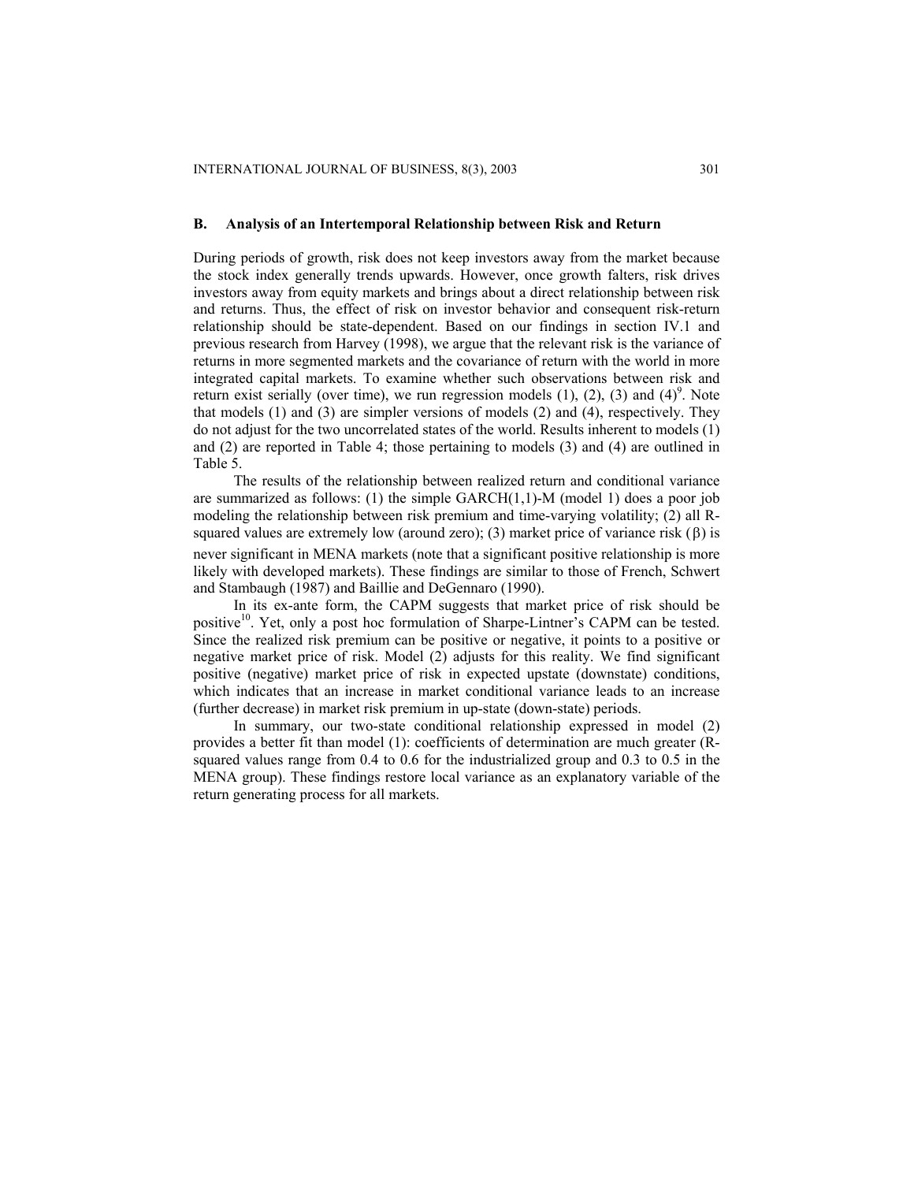### B. Analysis of an Intertemporal Relationship between Risk and Return

During periods of growth, risk does not keep investors away from the market because the stock index generally trends upwards. However, once growth falters, risk drives investors away from equity markets and brings about a direct relationship between risk and returns. Thus, the effect of risk on investor behavior and consequent risk-return relationship should be state-dependent. Based on our findings in section IV.1 and previous research from Harvey (1998), we argue that the relevant risk is the variance of returns in more segmented markets and the covariance of return with the world in more integrated capital markets. To examine whether such observations between risk and return exist serially (over time), we run regression models (1), (2), (3) and (4)[9]. Note that models (1) and (3) are simpler versions of models (2) and (4), respectively. They do not adjust for the two uncorrelated states of the world. Results inherent to models (1) and (2) are reported in Table 4; those pertaining to models (3) and (4) are outlined in Table 5.

The results of the relationship between realized return and conditional variance are summarized as follows: (1) the simple GARCH(1,1)-M (model 1) does a poor job modeling the relationship between risk premium and time-varying volatility; (2) all R-squared values are extremely low (around zero); (3) market price of variance risk ($\beta$) is never significant in MENA markets (note that a significant positive relationship is more likely with developed markets). These findings are similar to those of French, Schwert and Stambaugh (1987) and Baillie and DeGennaro (1990).

In its ex-ante form, the CAPM suggests that market price of risk should be positive[10]. Yet, only a post hoc formulation of Sharpe-Lintner's CAPM can be tested. Since the realized risk premium can be positive or negative, it points to a positive or negative market price of risk. Model (2) adjusts for this reality. We find significant positive (negative) market price of risk in expected upstate (downstate) conditions, which indicates that an increase in market conditional variance leads to an increase (further decrease) in market risk premium in up-state (down-state) periods.

In summary, our two-state conditional relationship expressed in model (2) provides a better fit than model (1): coefficients of determination are much greater (R-squared values range from 0.4 to 0.6 for the industrialized group and 0.3 to 0.5 in the MENA group). These findings restore local variance as an explanatory variable of the return generating process for all markets.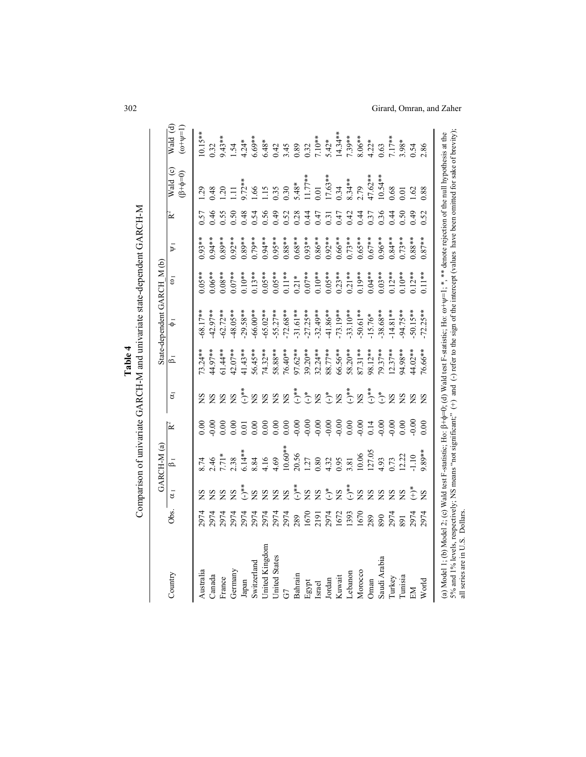**Table 4**

Comparison of univariate GARCH-M and univariate state-dependent GARCH-M

| Country | Obs. | GARCH-M (a) | | | State-dependent GARCH_M (b) | | | | | | Wald (c) | Wald (d) |
|---|---|---|---|---|---|---|---|---|---|---|---|---|
| | | $\alpha_1$ | $\beta_1$ | $R^2$ | $\alpha_1$ | $\beta_1$ | $\phi_1$ | $\omega_1$ | $\psi_1$ | $R^2$ | $(\beta+\phi=0)$ | $(\omega+\psi=1)$ |
| Australia | 2974 | NS | 8.74 | 0.00 | NS | 73.24** | -68.17** | 0.05** | 0.93** | 0.57 | 1.29 | 10.15** |
| Canada | 2974 | NS | 2.46 | -0.00 | NS | 44.97** | -42.97** | 0.06** | 0.94** | 0.46 | 0.48 | 0.32 |
| France | 2974 | NS | 7.71* | 0.00 | NS | 61.44** | -62.72** | 0.08** | 0.89** | 0.55 | 1.20 | 9.43** |
| Germany | 2974 | NS | 2.38 | 0.00 | NS | 42.07** | -48.05** | 0.07** | 0.92** | 0.50 | 1.11 | 1.54 |
| Japan | 2974 | (-)** | 6.14** | 0.01 | (-)** | 41.43** | -29.58** | 0.10** | 0.89** | 0.48 | 9.72** | 4.24* |
| Switzerland | 2974 | NS | 8.84 | 0.00 | NS | 56.45** | -66.00** | 0.13** | 0.79** | 0.54 | 1.66 | 6.69** |
| United Kingdom | 2974 | NS | 4.16 | 0.00 | NS | 74.32** | -65.02** | 0.05** | 0.94** | 0.56 | 1.15 | 6.48* |
| United States | 2974 | NS | 4.69 | 0.00 | NS | 58.88** | -55.27** | 0.05** | 0.95** | 0.49 | 0.35 | 0.42 |
| G7 | 2974 | NS | 10.60** | 0.00 | NS | 76.40** | -72.68** | 0.11** | 0.88** | 0.52 | 0.30 | 3.45 |
| Bahrain | 289 | (-)** | 20.56 | -0.00 | (-)** | 97.62** | -31.61** | 0.21* | 0.68** | 0.28 | 5.48* | 0.89 |
| Egypt | 1670 | NS | 1.27 | -0.00 | (-)* | 39.20** | -27.25** | 0.07** | 0.93** | 0.44 | 11.77** | 0.32 |
| Israel | 2191 | NS | 0.80 | -0.00 | NS | 32.24** | -32.49** | 0.10** | 0.86** | 0.47 | 0.01 | 7.10** |
| Jordan | 2974 | (-)* | 4.32 | -0.00 | (-)* | 88.77** | -41.86** | 0.05** | 0.92** | 0.31 | 17.63** | 5.42* |
| Kuwait | 1672 | NS | 0.95 | -0.00 | NS | 66.56** | -73.19** | 0.23** | 0.66** | 0.47 | 0.34 | 14.34** |
| Lebanon | 1393 | (-)** | 3.81 | 0.00 | (-)** | 58.20** | -33.10** | 0.21** | 0.73** | 0.42 | 8.34** | 7.39** |
| Morocco | 1670 | NS | 10.06 | -0.00 | NS | 87.31** | -50.61** | 0.19** | 0.65** | 0.44 | 2.79 | 8.06** |
| Oman | 289 | NS | 127.05 | 0.14 | (-)** | 98.12** | -15.76* | 0.04** | 0.67** | 0.37 | 47.62** | 4.22* |
| Saudi Arabia | 890 | NS | 4.93 | -0.00 | (-)* | 79.37** | -38.68** | 0.03** | 0.96** | 0.36 | 10.54** | 0.63 |
| Turkey | 2974 | NS | 0.73 | -0.00 | NS | 12.37** | -14.81** | 0.12** | 0.84** | 0.44 | 0.68 | 7.17** |
| Tunisia | 891 | NS | 12.22 | 0.00 | NS | 94.98** | -94.75** | 0.10** | 0.73** | 0.50 | 0.01 | 3.98* |
| EM | 2974 | (+)* | -1.10 | -0.00 | NS | 44.02** | -50.15** | 0.12** | 0.88** | 0.49 | 1.62 | 0.54 |
| World | 2974 | NS | 9.89** | 0.00 | NS | 76.66** | -72.25** | 0.11** | 0.87** | 0.52 | 0.88 | 2.86 |

(a) Model 1; (b) Model 2; (c) Wald test F-statistic; Ho: $\beta+\phi=0$; (d) Wald test F-statistic; Ho: $\omega+\psi=1$; *, ** denote rejection of the null hypothesis at the 5% and 1% levels, respectively; NS means "not significant;" (+) and (-) refer to the sign of the intercept (values have been omitted for sake of brevity); all series are in U.S. Dollars.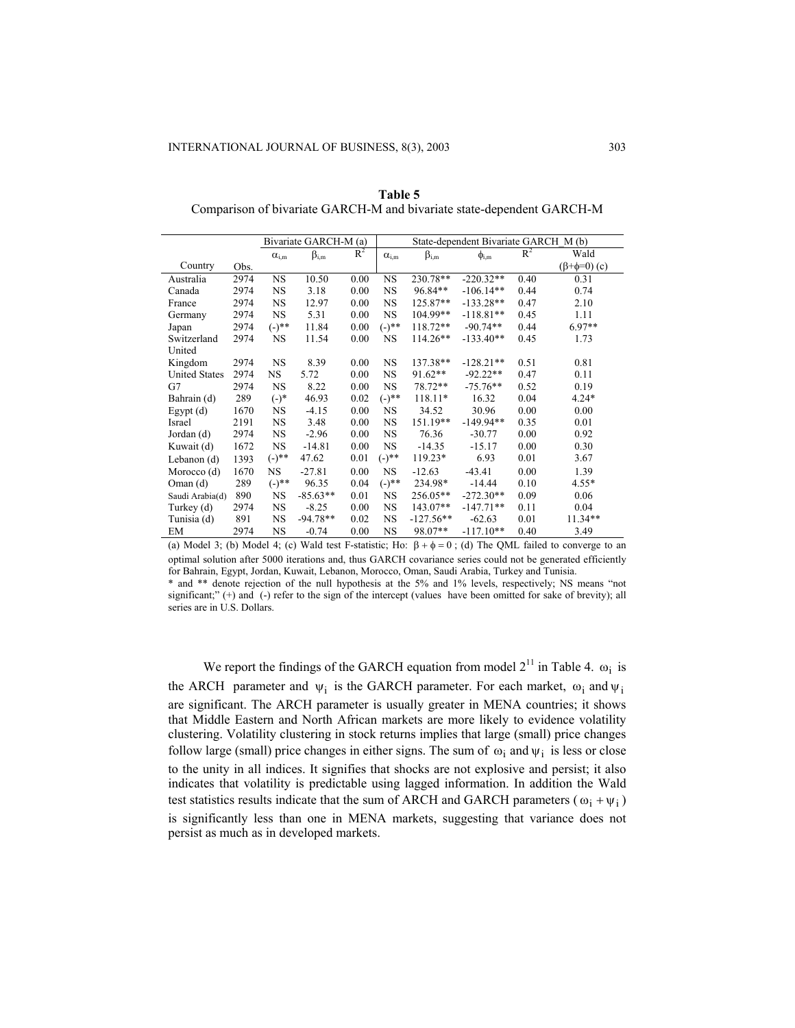**Table 5**
Comparison of bivariate GARCH-M and bivariate state-dependent GARCH-M

| | | Bivariate GARCH-M (a) | | | State-dependent Bivariate GARCH_M (b) | | | | |
|---|---|---|---|---|---|---|---|---|---|
| Country | Obs. | $\alpha_{i,m}$ | $\beta_{i,m}$ | $R^2$ | $\alpha_{i,m}$ | $\beta_{i,m}$ | $\phi_{i,m}$ | $R^2$ | Wald ($\beta$+$\phi$=0) (c) |
| Australia | 2974 | NS | 10.50 | 0.00 | NS | 230.78** | -220.32** | 0.40 | 0.31 |
| Canada | 2974 | NS | 3.18 | 0.00 | NS | 96.84** | -106.14** | 0.44 | 0.74 |
| France | 2974 | NS | 12.97 | 0.00 | NS | 125.87** | -133.28** | 0.47 | 2.10 |
| Germany | 2974 | NS | 5.31 | 0.00 | NS | 104.99** | -118.81** | 0.45 | 1.11 |
| Japan | 2974 | (-)** | 11.84 | 0.00 | (-)** | 118.72** | -90.74** | 0.44 | 6.97** |
| Switzerland | 2974 | NS | 11.54 | 0.00 | NS | 114.26** | -133.40** | 0.45 | 1.73 |
| United Kingdom | 2974 | NS | 8.39 | 0.00 | NS | 137.38** | -128.21** | 0.51 | 0.81 |
| United States | 2974 | NS | 5.72 | 0.00 | NS | 91.62** | -92.22** | 0.47 | 0.11 |
| G7 | 2974 | NS | 8.22 | 0.00 | NS | 78.72** | -75.76** | 0.52 | 0.19 |
| Bahrain (d) | 289 | (-)* | 46.93 | 0.02 | (-)** | 118.11* | 16.32 | 0.04 | 4.24* |
| Egypt (d) | 1670 | NS | -4.15 | 0.00 | NS | 34.52 | 30.96 | 0.00 | 0.00 |
| Israel | 2191 | NS | 3.48 | 0.00 | NS | 151.19** | -149.94** | 0.35 | 0.01 |
| Jordan (d) | 2974 | NS | -2.96 | 0.00 | NS | 76.36 | -30.77 | 0.00 | 0.92 |
| Kuwait (d) | 1672 | NS | -14.81 | 0.00 | NS | -14.35 | -15.17 | 0.00 | 0.30 |
| Lebanon (d) | 1393 | (-)** | 47.62 | 0.01 | (-)** | 119.23* | 6.93 | 0.01 | 3.67 |
| Morocco (d) | 1670 | NS | -27.81 | 0.00 | NS | -12.63 | -43.41 | 0.00 | 1.39 |
| Oman (d) | 289 | (-)** | 96.35 | 0.04 | (-)** | 234.98* | -14.44 | 0.10 | 4.55* |
| Saudi Arabia(d) | 890 | NS | -85.63** | 0.01 | NS | 256.05** | -272.30** | 0.09 | 0.06 |
| Turkey (d) | 2974 | NS | -8.25 | 0.00 | NS | 143.07** | -147.71** | 0.11 | 0.04 |
| Tunisia (d) | 891 | NS | -94.78** | 0.02 | NS | -127.56** | -62.63 | 0.01 | 11.34** |
| EM | 2974 | NS | -0.74 | 0.00 | NS | 98.07** | -117.10** | 0.40 | 3.49 |

(a) Model 3; (b) Model 4; (c) Wald test F-statistic; Ho: $\beta + \phi = 0$ ; (d) The QML failed to converge to an optimal solution after 5000 iterations and, thus GARCH covariance series could not be generated efficiently for Bahrain, Egypt, Jordan, Kuwait, Lebanon, Morocco, Oman, Saudi Arabia, Turkey and Tunisia.
* and ** denote rejection of the null hypothesis at the 5% and 1% levels, respectively; NS means "not significant;" (+) and (-) refer to the sign of the intercept (values have been omitted for sake of brevity); all series are in U.S. Dollars.

We report the findings of the GARCH equation from model 2[11] in Table 4. $\omega_i$ is the ARCH parameter and $\psi_i$ is the GARCH parameter. For each market, $\omega_i$ and $\psi_i$ are significant. The ARCH parameter is usually greater in MENA countries; it shows that Middle Eastern and North African markets are more likely to evidence volatility clustering. Volatility clustering in stock returns implies that large (small) price changes follow large (small) price changes in either signs. The sum of $\omega_i$ and $\psi_i$ is less or close to the unity in all indices. It signifies that shocks are not explosive and persist; it also indicates that volatility is predictable using lagged information. In addition the Wald test statistics results indicate that the sum of ARCH and GARCH parameters ($\omega_i + \psi_i$) is significantly less than one in MENA markets, suggesting that variance does not persist as much as in developed markets.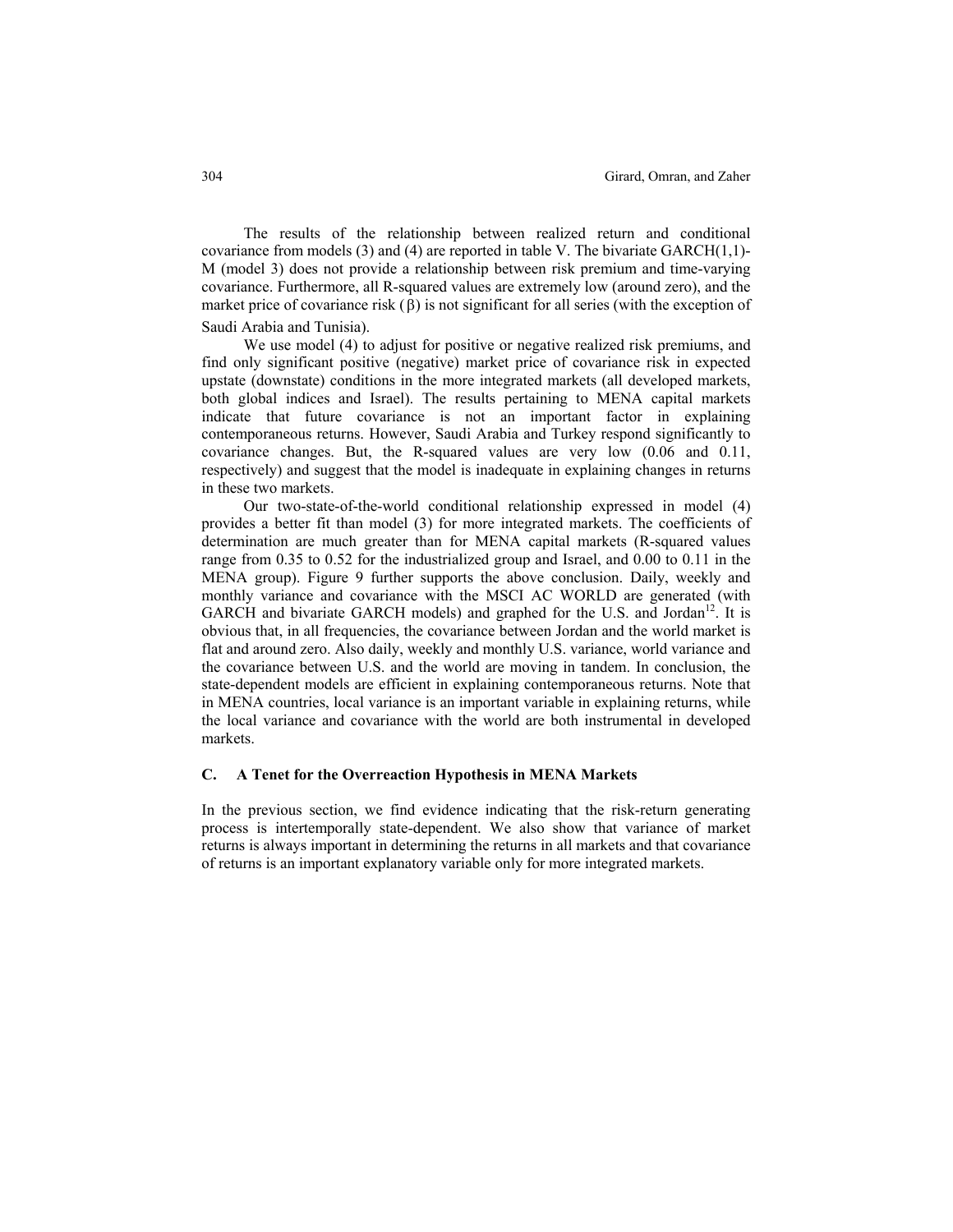The results of the relationship between realized return and conditional covariance from models (3) and (4) are reported in table V. The bivariate GARCH(1,1)-M (model 3) does not provide a relationship between risk premium and time-varying covariance. Furthermore, all R-squared values are extremely low (around zero), and the market price of covariance risk ($\beta$) is not significant for all series (with the exception of Saudi Arabia and Tunisia).

We use model (4) to adjust for positive or negative realized risk premiums, and find only significant positive (negative) market price of covariance risk in expected upstate (downstate) conditions in the more integrated markets (all developed markets, both global indices and Israel). The results pertaining to MENA capital markets indicate that future covariance is not an important factor in explaining contemporaneous returns. However, Saudi Arabia and Turkey respond significantly to covariance changes. But, the R-squared values are very low (0.06 and 0.11, respectively) and suggest that the model is inadequate in explaining changes in returns in these two markets.

Our two-state-of-the-world conditional relationship expressed in model (4) provides a better fit than model (3) for more integrated markets. The coefficients of determination are much greater than for MENA capital markets (R-squared values range from 0.35 to 0.52 for the industrialized group and Israel, and 0.00 to 0.11 in the MENA group). Figure 9 further supports the above conclusion. Daily, weekly and monthly variance and covariance with the MSCI AC WORLD are generated (with GARCH and bivariate GARCH models) and graphed for the U.S. and Jordan[12]. It is obvious that, in all frequencies, the covariance between Jordan and the world market is flat and around zero. Also daily, weekly and monthly U.S. variance, world variance and the covariance between U.S. and the world are moving in tandem. In conclusion, the state-dependent models are efficient in explaining contemporaneous returns. Note that in MENA countries, local variance is an important variable in explaining returns, while the local variance and covariance with the world are both instrumental in developed markets.

### C. A Tenet for the Overreaction Hypothesis in MENA Markets

In the previous section, we find evidence indicating that the risk-return generating process is intertemporally state-dependent. We also show that variance of market returns is always important in determining the returns in all markets and that covariance of returns is an important explanatory variable only for more integrated markets.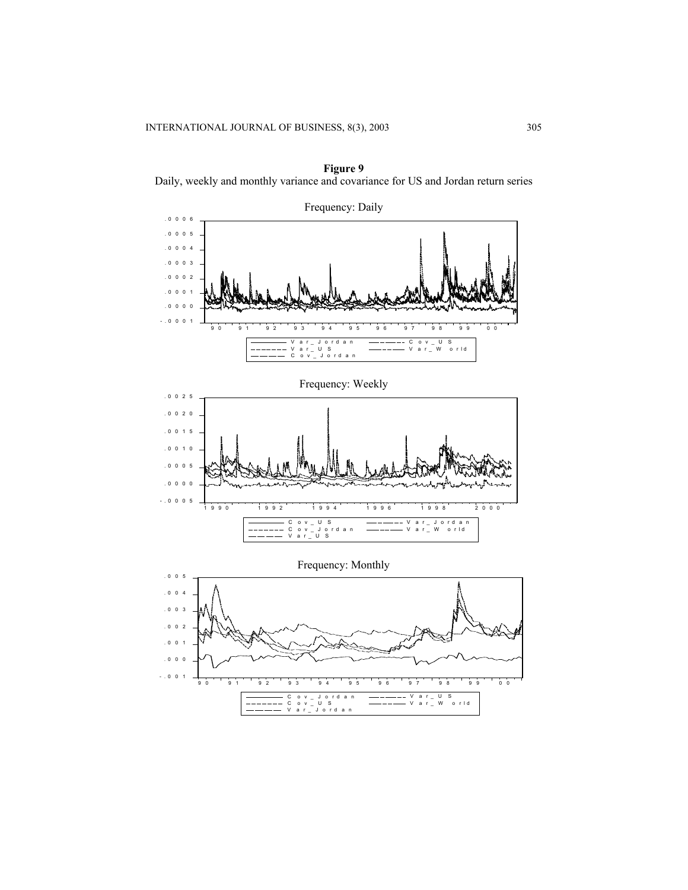**Figure 9**
Daily, weekly and monthly variance and covariance for US and Jordan return series

Frequency: Daily

Frequency: Weekly

Frequency: Monthly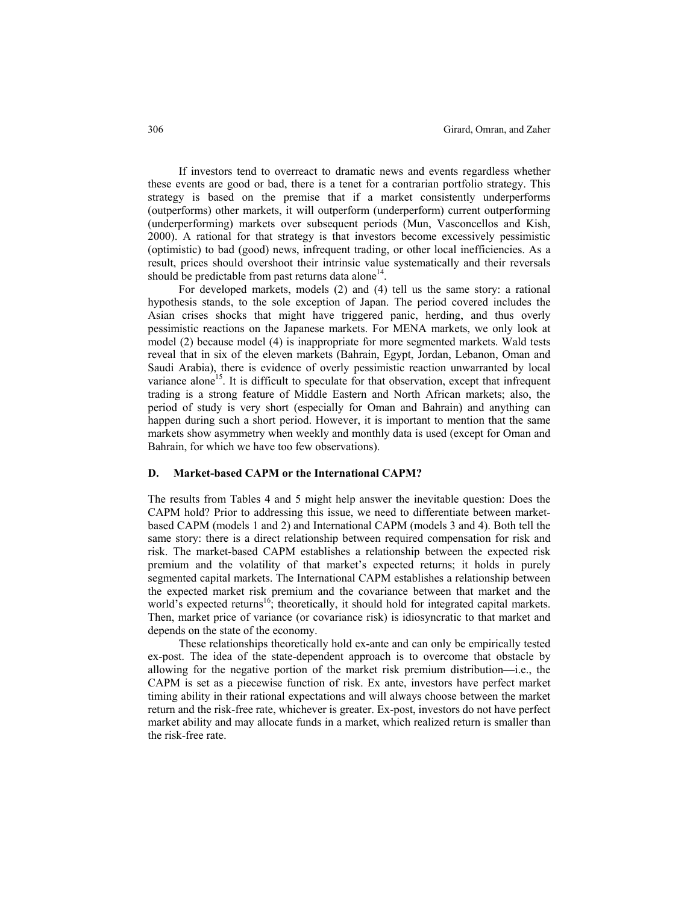If investors tend to overreact to dramatic news and events regardless whether these events are good or bad, there is a tenet for a contrarian portfolio strategy. This strategy is based on the premise that if a market consistently underperforms (outperforms) other markets, it will outperform (underperform) current outperforming (underperforming) markets over subsequent periods (Mun, Vasconcellos and Kish, 2000). A rational for that strategy is that investors become excessively pessimistic (optimistic) to bad (good) news, infrequent trading, or other local inefficiencies. As a result, prices should overshoot their intrinsic value systematically and their reversals should be predictable from past returns data alone[14].

For developed markets, models (2) and (4) tell us the same story: a rational hypothesis stands, to the sole exception of Japan. The period covered includes the Asian crises shocks that might have triggered panic, herding, and thus overly pessimistic reactions on the Japanese markets. For MENA markets, we only look at model (2) because model (4) is inappropriate for more segmented markets. Wald tests reveal that in six of the eleven markets (Bahrain, Egypt, Jordan, Lebanon, Oman and Saudi Arabia), there is evidence of overly pessimistic reaction unwarranted by local variance alone[15]. It is difficult to speculate for that observation, except that infrequent trading is a strong feature of Middle Eastern and North African markets; also, the period of study is very short (especially for Oman and Bahrain) and anything can happen during such a short period. However, it is important to mention that the same markets show asymmetry when weekly and monthly data is used (except for Oman and Bahrain, for which we have too few observations).

### D. Market-based CAPM or the International CAPM?

The results from Tables 4 and 5 might help answer the inevitable question: Does the CAPM hold? Prior to addressing this issue, we need to differentiate between market-based CAPM (models 1 and 2) and International CAPM (models 3 and 4). Both tell the same story: there is a direct relationship between required compensation for risk and risk. The market-based CAPM establishes a relationship between the expected risk premium and the volatility of that market's expected returns; it holds in purely segmented capital markets. The International CAPM establishes a relationship between the expected market risk premium and the covariance between that market and the world's expected returns[16]; theoretically, it should hold for integrated capital markets. Then, market price of variance (or covariance risk) is idiosyncratic to that market and depends on the state of the economy.

These relationships theoretically hold ex-ante and can only be empirically tested ex-post. The idea of the state-dependent approach is to overcome that obstacle by allowing for the negative portion of the market risk premium distribution—i.e., the CAPM is set as a piecewise function of risk. Ex ante, investors have perfect market timing ability in their rational expectations and will always choose between the market return and the risk-free rate, whichever is greater. Ex-post, investors do not have perfect market ability and may allocate funds in a market, which realized return is smaller than the risk-free rate.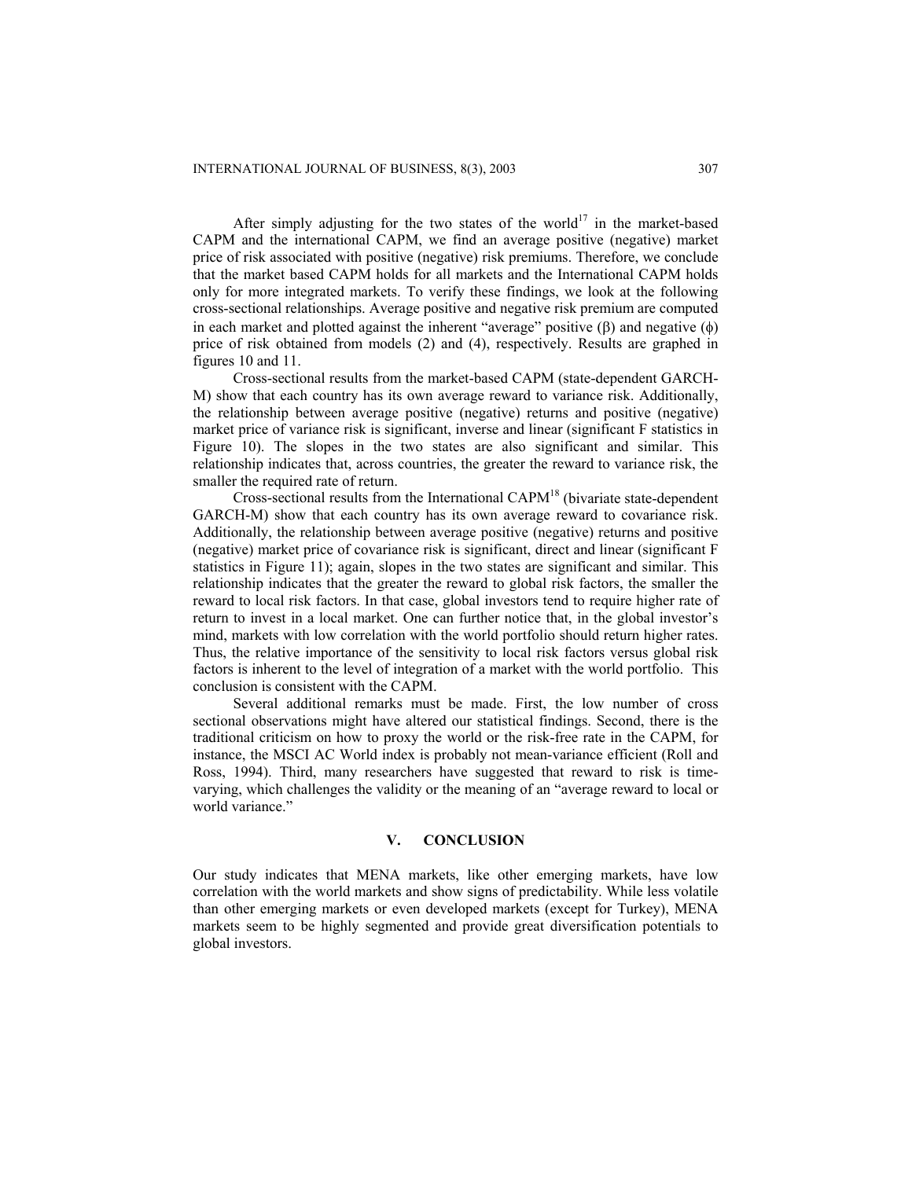After simply adjusting for the two states of the world[17] in the market-based CAPM and the international CAPM, we find an average positive (negative) market price of risk associated with positive (negative) risk premiums. Therefore, we conclude that the market based CAPM holds for all markets and the International CAPM holds only for more integrated markets. To verify these findings, we look at the following cross-sectional relationships. Average positive and negative risk premium are computed in each market and plotted against the inherent "average" positive ($\beta$) and negative ($\phi$) price of risk obtained from models (2) and (4), respectively. Results are graphed in figures 10 and 11.

Cross-sectional results from the market-based CAPM (state-dependent GARCH-M) show that each country has its own average reward to variance risk. Additionally, the relationship between average positive (negative) returns and positive (negative) market price of variance risk is significant, inverse and linear (significant F statistics in Figure 10). The slopes in the two states are also significant and similar. This relationship indicates that, across countries, the greater the reward to variance risk, the smaller the required rate of return.

Cross-sectional results from the International CAPM[18] (bivariate state-dependent GARCH-M) show that each country has its own average reward to covariance risk. Additionally, the relationship between average positive (negative) returns and positive (negative) market price of covariance risk is significant, direct and linear (significant F statistics in Figure 11); again, slopes in the two states are significant and similar. This relationship indicates that the greater the reward to global risk factors, the smaller the reward to local risk factors. In that case, global investors tend to require higher rate of return to invest in a local market. One can further notice that, in the global investor's mind, markets with low correlation with the world portfolio should return higher rates. Thus, the relative importance of the sensitivity to local risk factors versus global risk factors is inherent to the level of integration of a market with the world portfolio. This conclusion is consistent with the CAPM.

Several additional remarks must be made. First, the low number of cross sectional observations might have altered our statistical findings. Second, there is the traditional criticism on how to proxy the world or the risk-free rate in the CAPM, for instance, the MSCI AC World index is probably not mean-variance efficient (Roll and Ross, 1994). Third, many researchers have suggested that reward to risk is time-varying, which challenges the validity or the meaning of an "average reward to local or world variance."

## V. CONCLUSION

Our study indicates that MENA markets, like other emerging markets, have low correlation with the world markets and show signs of predictability. While less volatile than other emerging markets or even developed markets (except for Turkey), MENA markets seem to be highly segmented and provide great diversification potentials to global investors.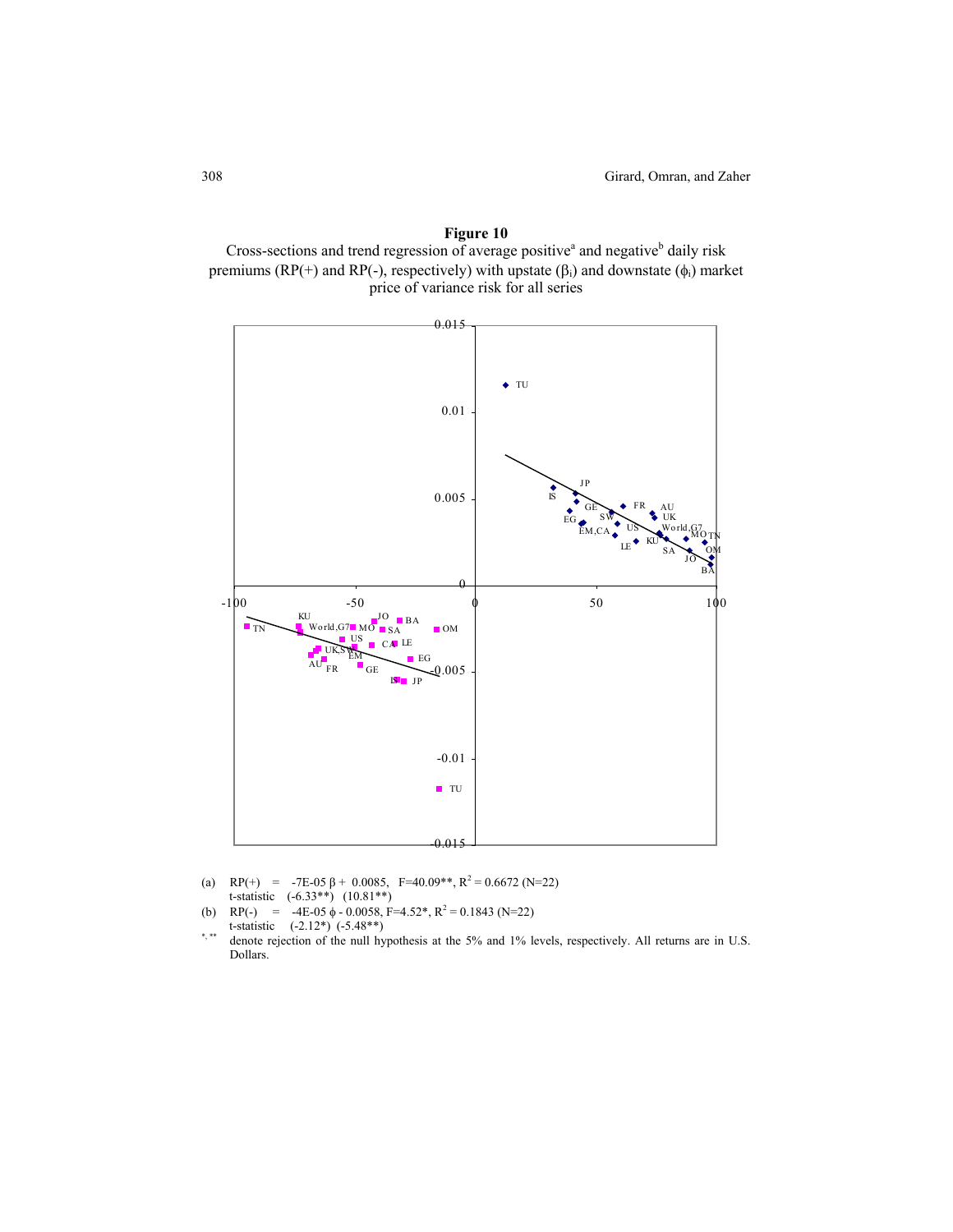**Figure 10**

Cross-sections and trend regression of average positive[a] and negative[b] daily risk premiums (RP(+) and RP(-), respectively) with upstate ($\beta_i$) and downstate ($\phi_i$) market price of variance risk for all series

(a) $RP(+) = -7E\text{-}05\ \beta + 0.0085$, $F=40.09^{**}$, $R^2 = 0.6672$ (N=22)
t-statistic (-6.33**) (10.81**)

(b) $RP(-) = -4E\text{-}05\ \phi - 0.0058$, $F=4.52^{*}$, $R^2 = 0.1843$ (N=22)
t-statistic (-2.12*) (-5.48**)

*, ** denote rejection of the null hypothesis at the 5% and 1% levels, respectively. All returns are in U.S. Dollars.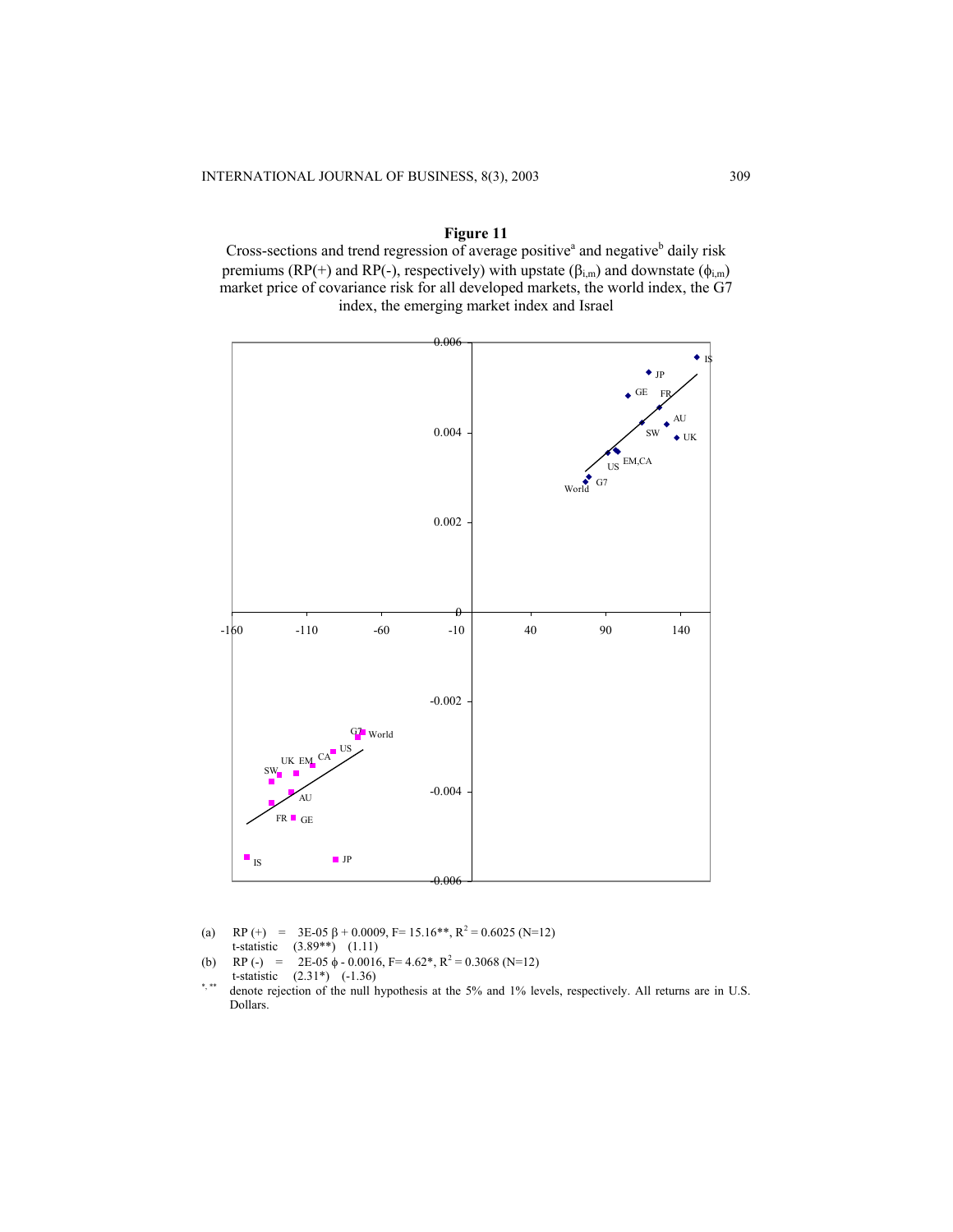**Figure 11**

Cross-sections and trend regression of average positive[a] and negative[b] daily risk premiums (RP(+) and RP(-), respectively) with upstate ($\beta_{i,m}$) and downstate ($\phi_{i,m}$) market price of covariance risk for all developed markets, the world index, the G7 index, the emerging market index and Israel

(a) $RP(+) = 3E\text{-}05\ \beta + 0.0009$, F= 15.16**, $R^2 = 0.6025$ (N=12)
t-statistic (3.89**) (1.11)

(b) $RP(-) = 2E\text{-}05\ \phi - 0.0016$, F= 4.62*, $R^2 = 0.3068$ (N=12)
t-statistic (2.31*) (-1.36)

*, ** denote rejection of the null hypothesis at the 5% and 1% levels, respectively. All returns are in U.S. Dollars.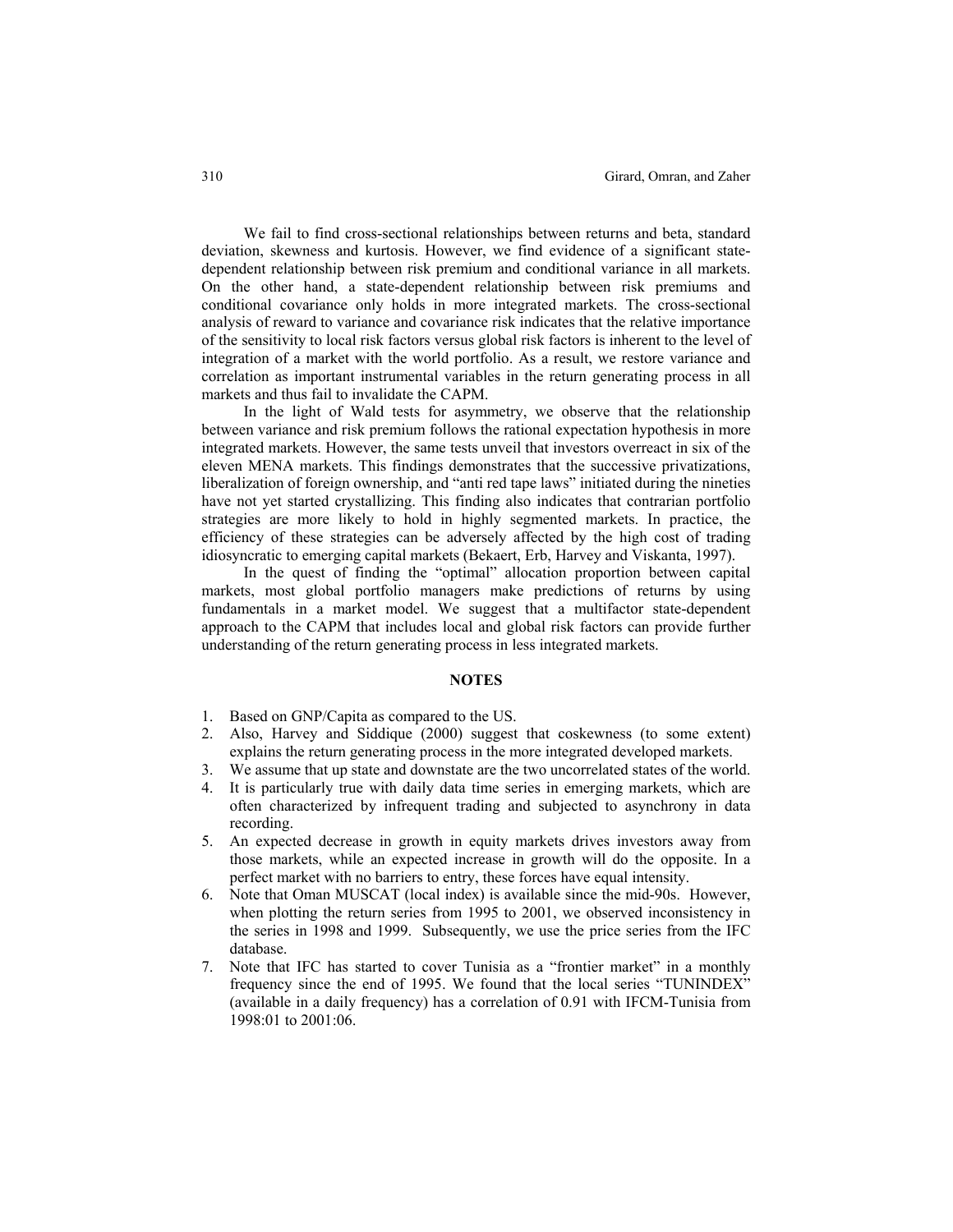We fail to find cross-sectional relationships between returns and beta, standard deviation, skewness and kurtosis. However, we find evidence of a significant state-dependent relationship between risk premium and conditional variance in all markets. On the other hand, a state-dependent relationship between risk premiums and conditional covariance only holds in more integrated markets. The cross-sectional analysis of reward to variance and covariance risk indicates that the relative importance of the sensitivity to local risk factors versus global risk factors is inherent to the level of integration of a market with the world portfolio. As a result, we restore variance and correlation as important instrumental variables in the return generating process in all markets and thus fail to invalidate the CAPM.

In the light of Wald tests for asymmetry, we observe that the relationship between variance and risk premium follows the rational expectation hypothesis in more integrated markets. However, the same tests unveil that investors overreact in six of the eleven MENA markets. This findings demonstrates that the successive privatizations, liberalization of foreign ownership, and "anti red tape laws" initiated during the nineties have not yet started crystallizing. This finding also indicates that contrarian portfolio strategies are more likely to hold in highly segmented markets. In practice, the efficiency of these strategies can be adversely affected by the high cost of trading idiosyncratic to emerging capital markets (Bekaert, Erb, Harvey and Viskanta, 1997).

In the quest of finding the "optimal" allocation proportion between capital markets, most global portfolio managers make predictions of returns by using fundamentals in a market model. We suggest that a multifactor state-dependent approach to the CAPM that includes local and global risk factors can provide further understanding of the return generating process in less integrated markets.

## NOTES

1. Based on GNP/Capita as compared to the US.
2. Also, Harvey and Siddique (2000) suggest that coskewness (to some extent) explains the return generating process in the more integrated developed markets.
3. We assume that up state and downstate are the two uncorrelated states of the world.
4. It is particularly true with daily data time series in emerging markets, which are often characterized by infrequent trading and subjected to asynchrony in data recording.
5. An expected decrease in growth in equity markets drives investors away from those markets, while an expected increase in growth will do the opposite. In a perfect market with no barriers to entry, these forces have equal intensity.
6. Note that Oman MUSCAT (local index) is available since the mid-90s. However, when plotting the return series from 1995 to 2001, we observed inconsistency in the series in 1998 and 1999. Subsequently, we use the price series from the IFC database.
7. Note that IFC has started to cover Tunisia as a "frontier market" in a monthly frequency since the end of 1995. We found that the local series "TUNINDEX" (available in a daily frequency) has a correlation of 0.91 with IFCM-Tunisia from 1998:01 to 2001:06.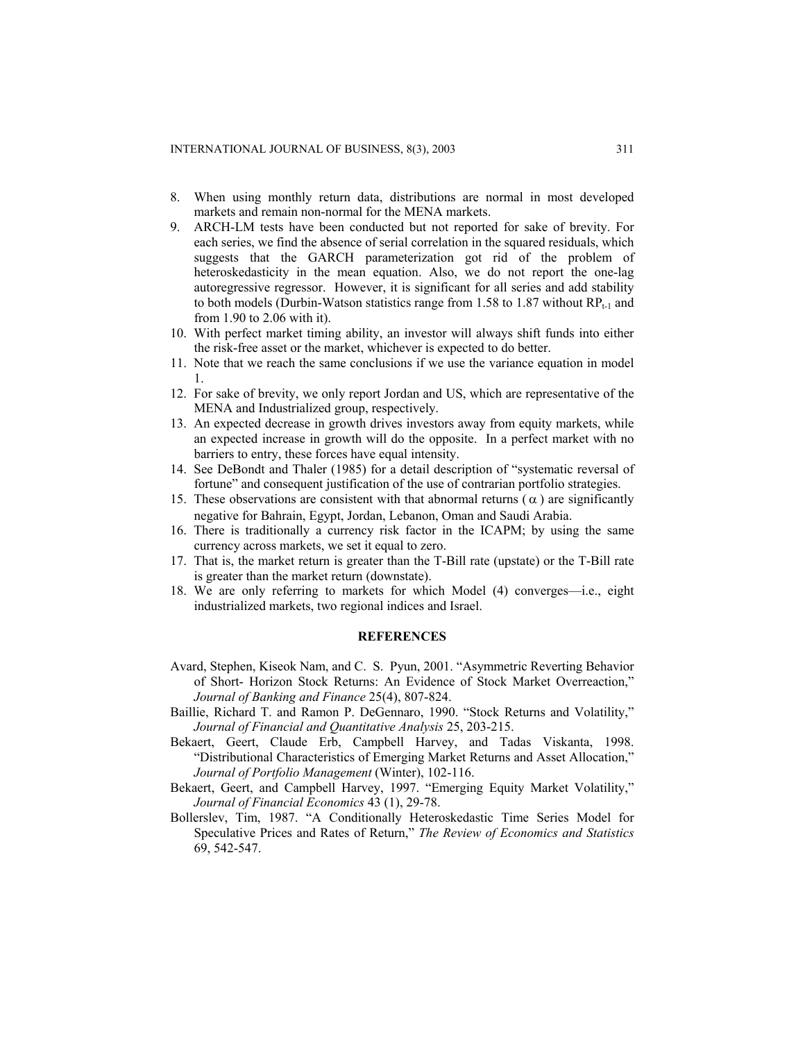8. When using monthly return data, distributions are normal in most developed markets and remain non-normal for the MENA markets.
9. ARCH-LM tests have been conducted but not reported for sake of brevity. For each series, we find the absence of serial correlation in the squared residuals, which suggests that the GARCH parameterization got rid of the problem of heteroskedasticity in the mean equation. Also, we do not report the one-lag autoregressive regressor. However, it is significant for all series and add stability to both models (Durbin-Watson statistics range from 1.58 to 1.87 without $RP_{t-1}$ and from 1.90 to 2.06 with it).
10. With perfect market timing ability, an investor will always shift funds into either the risk-free asset or the market, whichever is expected to do better.
11. Note that we reach the same conclusions if we use the variance equation in model 1.
12. For sake of brevity, we only report Jordan and US, which are representative of the MENA and Industrialized group, respectively.
13. An expected decrease in growth drives investors away from equity markets, while an expected increase in growth will do the opposite. In a perfect market with no barriers to entry, these forces have equal intensity.
14. See DeBondt and Thaler (1985) for a detail description of "systematic reversal of fortune" and consequent justification of the use of contrarian portfolio strategies.
15. These observations are consistent with that abnormal returns ($\alpha$) are significantly negative for Bahrain, Egypt, Jordan, Lebanon, Oman and Saudi Arabia.
16. There is traditionally a currency risk factor in the ICAPM; by using the same currency across markets, we set it equal to zero.
17. That is, the market return is greater than the T-Bill rate (upstate) or the T-Bill rate is greater than the market return (downstate).
18. We are only referring to markets for which Model (4) converges—i.e., eight industrialized markets, two regional indices and Israel.

## REFERENCES

Avard, Stephen, Kiseok Nam, and C. S. Pyun, 2001. "Asymmetric Reverting Behavior of Short- Horizon Stock Returns: An Evidence of Stock Market Overreaction," *Journal of Banking and Finance* 25(4), 807-824.

Baillie, Richard T. and Ramon P. DeGennaro, 1990. "Stock Returns and Volatility," *Journal of Financial and Quantitative Analysis* 25, 203-215.

Bekaert, Geert, Claude Erb, Campbell Harvey, and Tadas Viskanta, 1998. "Distributional Characteristics of Emerging Market Returns and Asset Allocation," *Journal of Portfolio Management* (Winter), 102-116.

Bekaert, Geert, and Campbell Harvey, 1997. "Emerging Equity Market Volatility," *Journal of Financial Economics* 43 (1), 29-78.

Bollerslev, Tim, 1987. "A Conditionally Heteroskedastic Time Series Model for Speculative Prices and Rates of Return," *The Review of Economics and Statistics* 69, 542-547.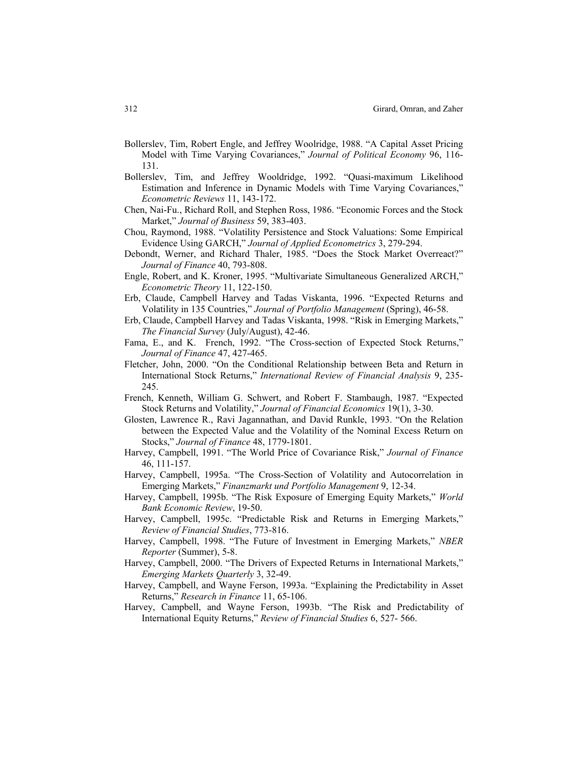Bollerslev, Tim, Robert Engle, and Jeffrey Woolridge, 1988. "A Capital Asset Pricing Model with Time Varying Covariances," *Journal of Political Economy* 96, 116-131.

Bollerslev, Tim, and Jeffrey Wooldridge, 1992. "Quasi-maximum Likelihood Estimation and Inference in Dynamic Models with Time Varying Covariances," *Econometric Reviews* 11, 143-172.

Chen, Nai-Fu., Richard Roll, and Stephen Ross, 1986. "Economic Forces and the Stock Market," *Journal of Business* 59, 383-403.

Chou, Raymond, 1988. "Volatility Persistence and Stock Valuations: Some Empirical Evidence Using GARCH," *Journal of Applied Econometrics* 3, 279-294.

Debondt, Werner, and Richard Thaler, 1985. "Does the Stock Market Overreact?" *Journal of Finance* 40, 793-808.

Engle, Robert, and K. Kroner, 1995. "Multivariate Simultaneous Generalized ARCH," *Econometric Theory* 11, 122-150.

Erb, Claude, Campbell Harvey and Tadas Viskanta, 1996. "Expected Returns and Volatility in 135 Countries," *Journal of Portfolio Management* (Spring), 46-58.

Erb, Claude, Campbell Harvey and Tadas Viskanta, 1998. "Risk in Emerging Markets," *The Financial Survey* (July/August), 42-46.

Fama, E., and K. French, 1992. "The Cross-section of Expected Stock Returns," *Journal of Finance* 47, 427-465.

Fletcher, John, 2000. "On the Conditional Relationship between Beta and Return in International Stock Returns," *International Review of Financial Analysis* 9, 235-245.

French, Kenneth, William G. Schwert, and Robert F. Stambaugh, 1987. "Expected Stock Returns and Volatility," *Journal of Financial Economics* 19(1), 3-30.

Glosten, Lawrence R., Ravi Jagannathan, and David Runkle, 1993. "On the Relation between the Expected Value and the Volatility of the Nominal Excess Return on Stocks," *Journal of Finance* 48, 1779-1801.

Harvey, Campbell, 1991. "The World Price of Covariance Risk," *Journal of Finance* 46, 111-157.

Harvey, Campbell, 1995a. "The Cross-Section of Volatility and Autocorrelation in Emerging Markets," *Finanzmarkt und Portfolio Management* 9, 12-34.

Harvey, Campbell, 1995b. "The Risk Exposure of Emerging Equity Markets," *World Bank Economic Review*, 19-50.

Harvey, Campbell, 1995c. "Predictable Risk and Returns in Emerging Markets," *Review of Financial Studies*, 773-816.

Harvey, Campbell, 1998. "The Future of Investment in Emerging Markets," *NBER Reporter* (Summer), 5-8.

Harvey, Campbell, 2000. "The Drivers of Expected Returns in International Markets," *Emerging Markets Quarterly* 3, 32-49.

Harvey, Campbell, and Wayne Ferson, 1993a. "Explaining the Predictability in Asset Returns," *Research in Finance* 11, 65-106.

Harvey, Campbell, and Wayne Ferson, 1993b. "The Risk and Predictability of International Equity Returns," *Review of Financial Studies* 6, 527- 566.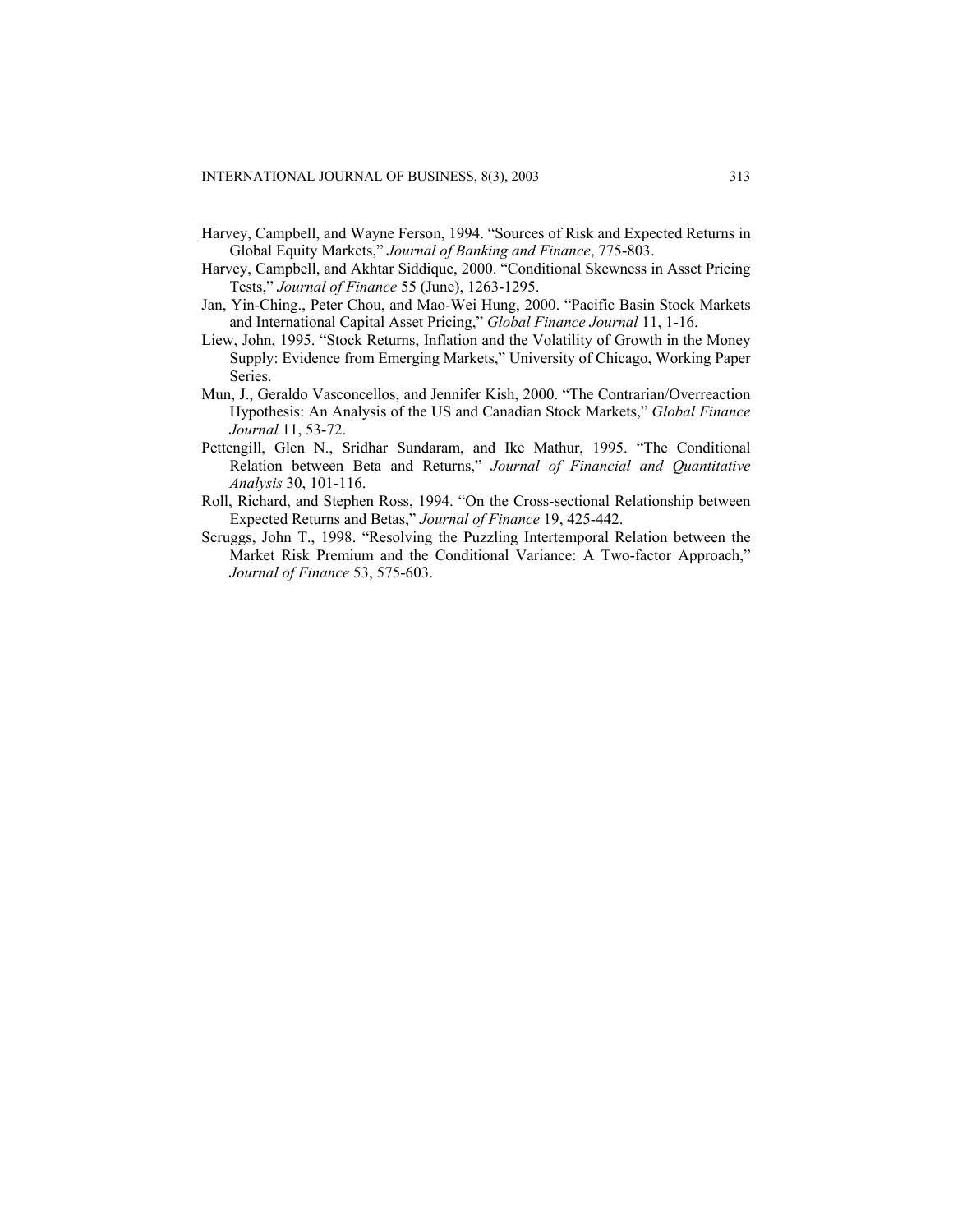Harvey, Campbell, and Wayne Ferson, 1994. "Sources of Risk and Expected Returns in Global Equity Markets," *Journal of Banking and Finance*, 775-803.

Harvey, Campbell, and Akhtar Siddique, 2000. "Conditional Skewness in Asset Pricing Tests," *Journal of Finance* 55 (June), 1263-1295.

Jan, Yin-Ching., Peter Chou, and Mao-Wei Hung, 2000. "Pacific Basin Stock Markets and International Capital Asset Pricing," *Global Finance Journal* 11, 1-16.

Liew, John, 1995. "Stock Returns, Inflation and the Volatility of Growth in the Money Supply: Evidence from Emerging Markets," University of Chicago, Working Paper Series.

Mun, J., Geraldo Vasconcellos, and Jennifer Kish, 2000. "The Contrarian/Overreaction Hypothesis: An Analysis of the US and Canadian Stock Markets," *Global Finance Journal* 11, 53-72.

Pettengill, Glen N., Sridhar Sundaram, and Ike Mathur, 1995. "The Conditional Relation between Beta and Returns," *Journal of Financial and Quantitative Analysis* 30, 101-116.

Roll, Richard, and Stephen Ross, 1994. "On the Cross-sectional Relationship between Expected Returns and Betas," *Journal of Finance* 19, 425-442.

Scruggs, John T., 1998. "Resolving the Puzzling Intertemporal Relation between the Market Risk Premium and the Conditional Variance: A Two-factor Approach," *Journal of Finance* 53, 575-603.